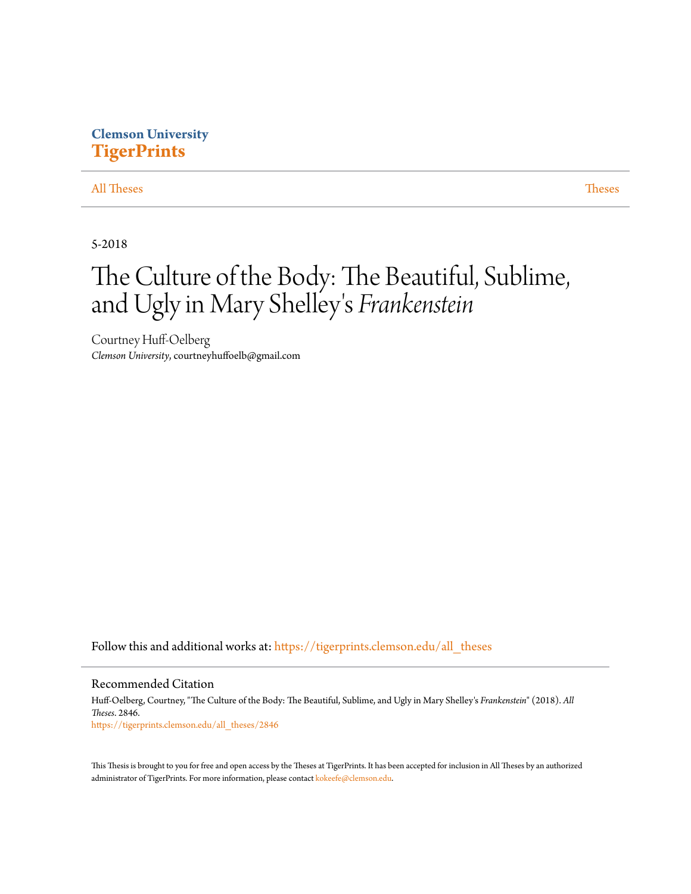Clemson University

**TigerPrints**

All Theses | Theses

5-2018

# The Culture of the Body: The Beautiful, Sublime, and Ugly in Mary Shelley's *Frankenstein*

Courtney Huff-Oelberg

*Clemson University*, courtneyhuffoelb@gmail.com

Follow this and additional works at: https://tigerprints.clemson.edu/all_theses

## Recommended Citation

Huff-Oelberg, Courtney, "The Culture of the Body: The Beautiful, Sublime, and Ugly in Mary Shelley's *Frankenstein*" (2018). *All Theses*. 2846.

https://tigerprints.clemson.edu/all_theses/2846

This Thesis is brought to you for free and open access by the Theses at TigerPrints. It has been accepted for inclusion in All Theses by an authorized administrator of TigerPrints. For more information, please contact kokeefe@clemson.edu.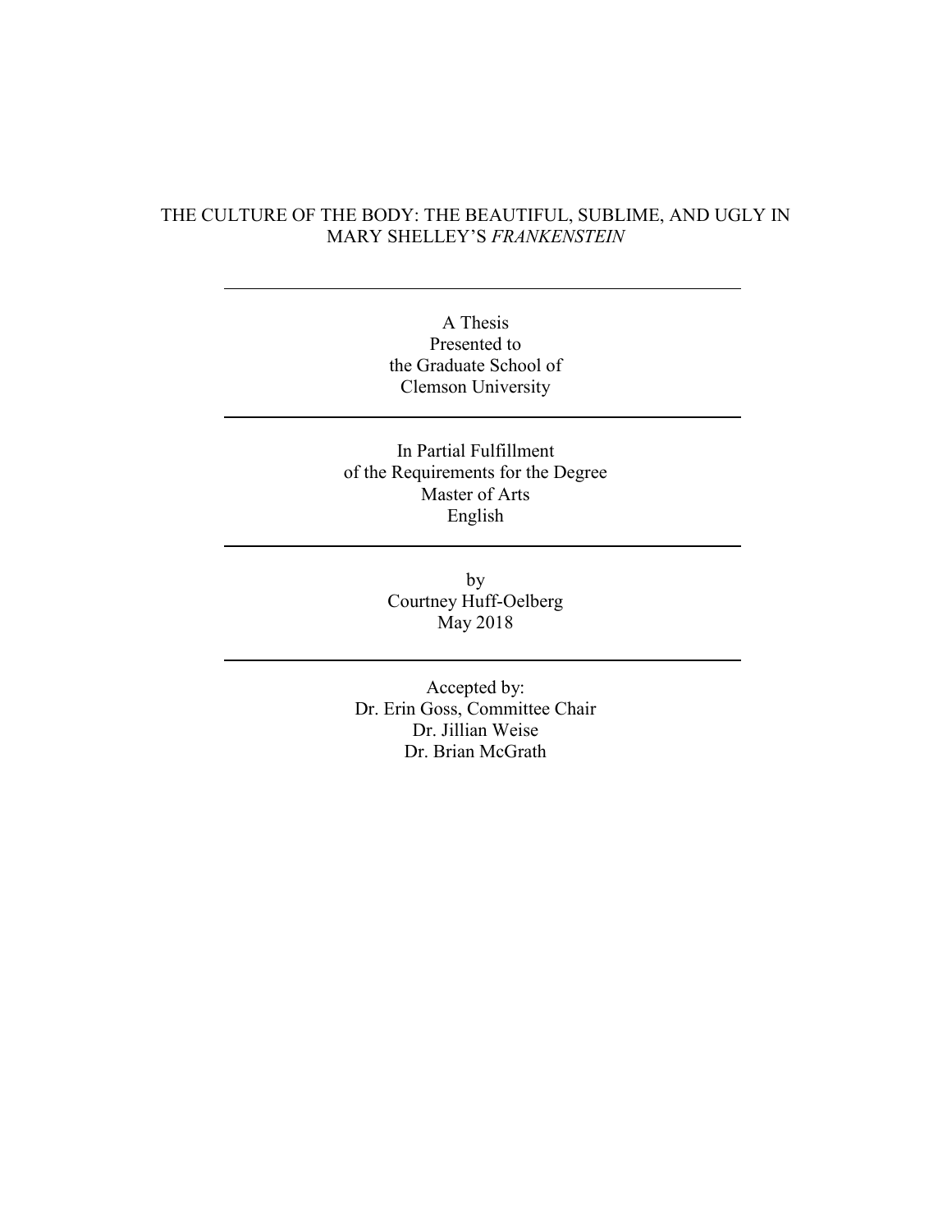# THE CULTURE OF THE BODY: THE BEAUTIFUL, SUBLIME, AND UGLY IN MARY SHELLEY'S *FRANKENSTEIN*

---

A Thesis
Presented to
the Graduate School of
Clemson University

---

In Partial Fulfillment
of the Requirements for the Degree
Master of Arts
English

---

by
Courtney Huff-Oelberg
May 2018

---

Accepted by:
Dr. Erin Goss, Committee Chair
Dr. Jillian Weise
Dr. Brian McGrath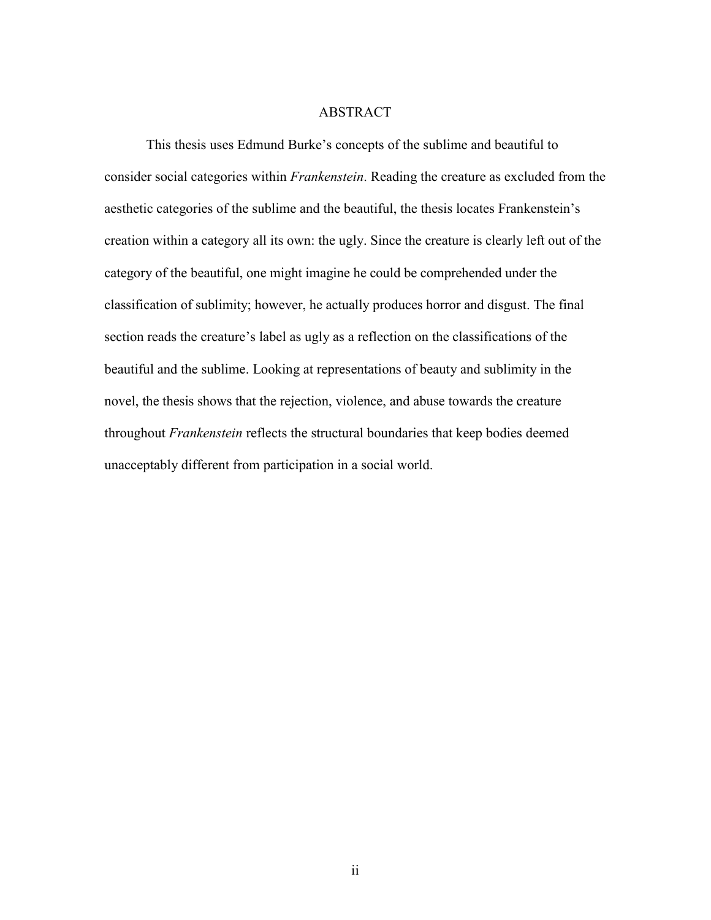## ABSTRACT

This thesis uses Edmund Burke's concepts of the sublime and beautiful to consider social categories within *Frankenstein*. Reading the creature as excluded from the aesthetic categories of the sublime and the beautiful, the thesis locates Frankenstein's creation within a category all its own: the ugly. Since the creature is clearly left out of the category of the beautiful, one might imagine he could be comprehended under the classification of sublimity; however, he actually produces horror and disgust. The final section reads the creature's label as ugly as a reflection on the classifications of the beautiful and the sublime. Looking at representations of beauty and sublimity in the novel, the thesis shows that the rejection, violence, and abuse towards the creature throughout *Frankenstein* reflects the structural boundaries that keep bodies deemed unacceptably different from participation in a social world.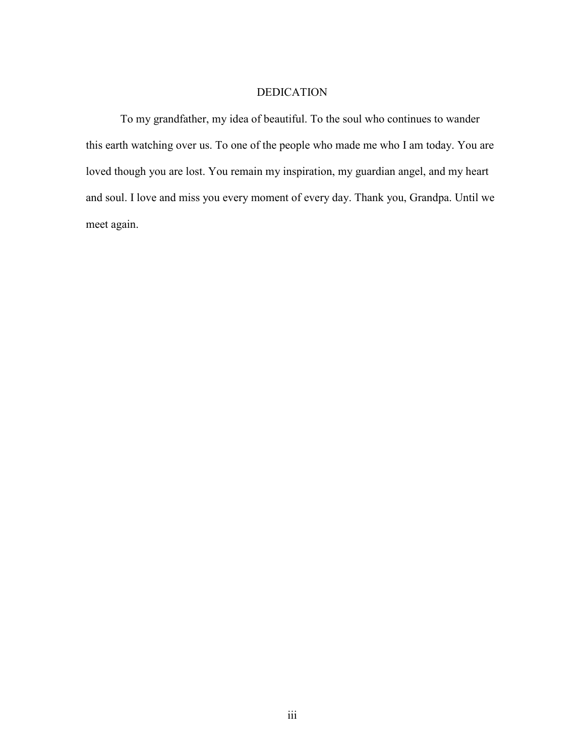# DEDICATION

To my grandfather, my idea of beautiful. To the soul who continues to wander this earth watching over us. To one of the people who made me who I am today. You are loved though you are lost. You remain my inspiration, my guardian angel, and my heart and soul. I love and miss you every moment of every day. Thank you, Grandpa. Until we meet again.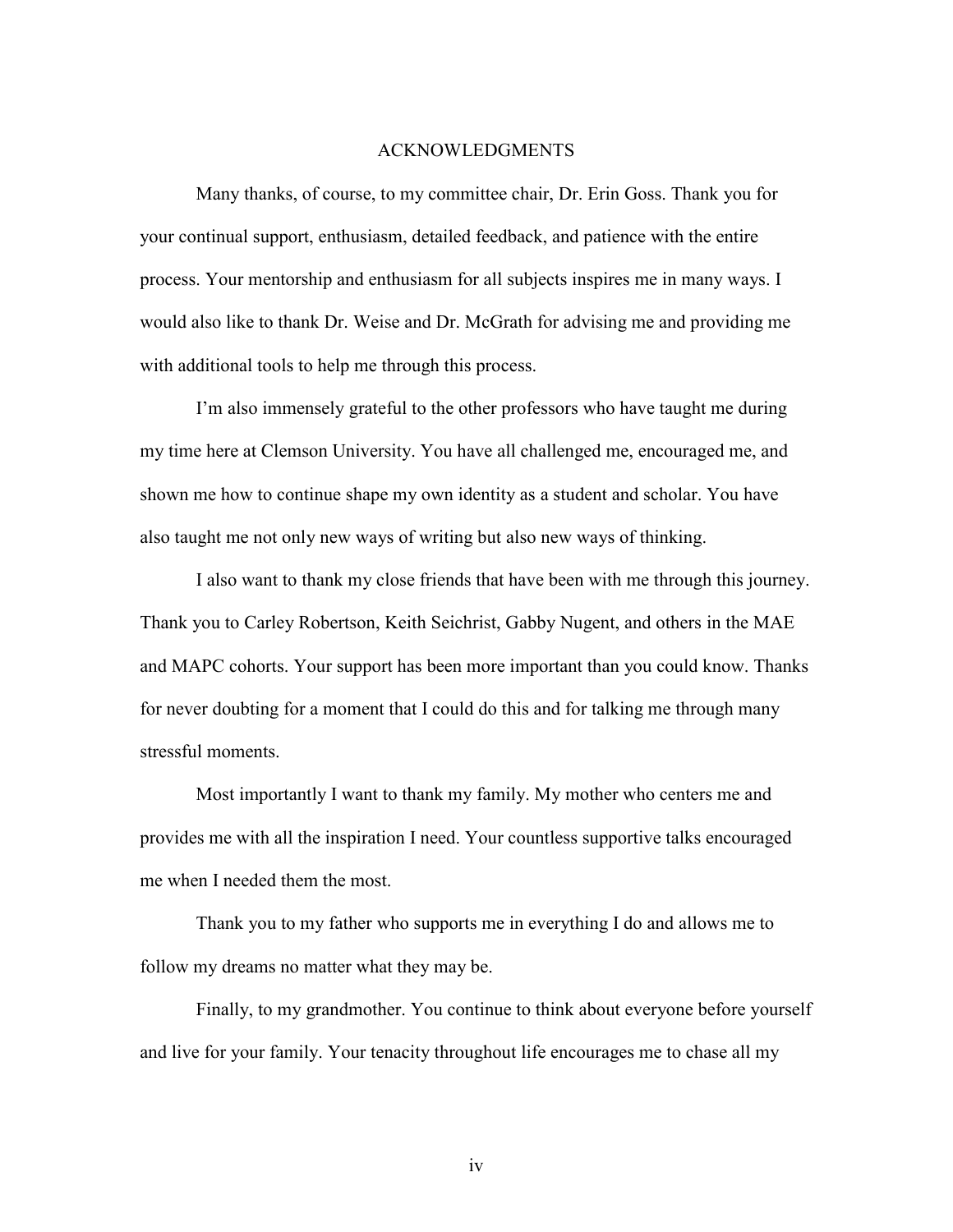# ACKNOWLEDGMENTS

Many thanks, of course, to my committee chair, Dr. Erin Goss. Thank you for your continual support, enthusiasm, detailed feedback, and patience with the entire process. Your mentorship and enthusiasm for all subjects inspires me in many ways. I would also like to thank Dr. Weise and Dr. McGrath for advising me and providing me with additional tools to help me through this process.

I'm also immensely grateful to the other professors who have taught me during my time here at Clemson University. You have all challenged me, encouraged me, and shown me how to continue shape my own identity as a student and scholar. You have also taught me not only new ways of writing but also new ways of thinking.

I also want to thank my close friends that have been with me through this journey. Thank you to Carley Robertson, Keith Seichrist, Gabby Nugent, and others in the MAE and MAPC cohorts. Your support has been more important than you could know. Thanks for never doubting for a moment that I could do this and for talking me through many stressful moments.

Most importantly I want to thank my family. My mother who centers me and provides me with all the inspiration I need. Your countless supportive talks encouraged me when I needed them the most.

Thank you to my father who supports me in everything I do and allows me to follow my dreams no matter what they may be.

Finally, to my grandmother. You continue to think about everyone before yourself and live for your family. Your tenacity throughout life encourages me to chase all my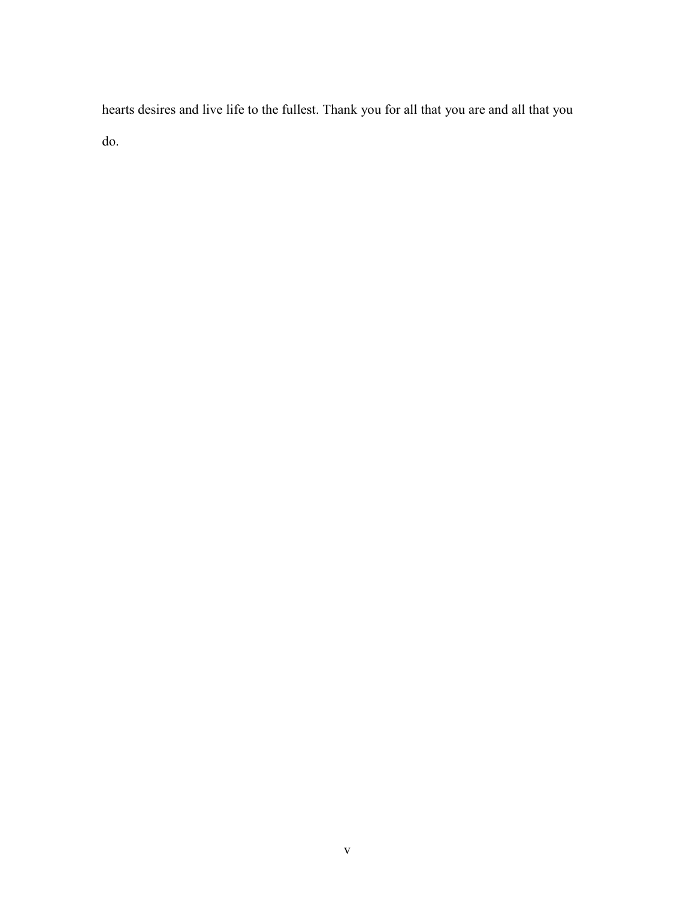hearts desires and live life to the fullest. Thank you for all that you are and all that you do.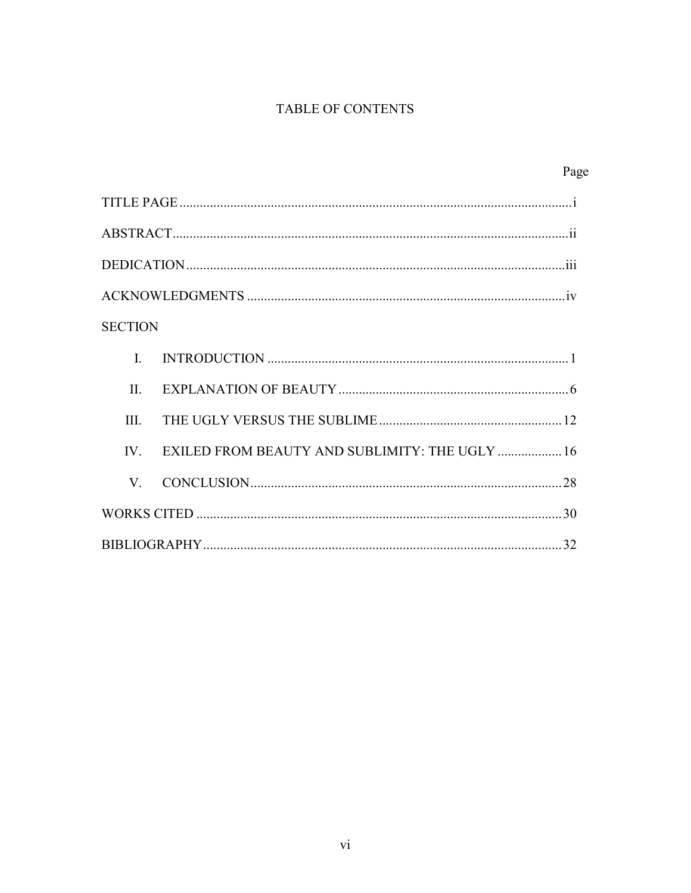# TABLE OF CONTENTS

| | Page |
|---|---|
| TITLE PAGE | i |
| ABSTRACT | ii |
| DEDICATION | iii |
| ACKNOWLEDGMENTS | iv |
| SECTION | |
| I. INTRODUCTION | 1 |
| II. EXPLANATION OF BEAUTY | 6 |
| III. THE UGLY VERSUS THE SUBLIME | 12 |
| IV. EXILED FROM BEAUTY AND SUBLIMITY: THE UGLY | 16 |
| V. CONCLUSION | 28 |
| WORKS CITED | 30 |
| BIBLIOGRAPHY | 32 |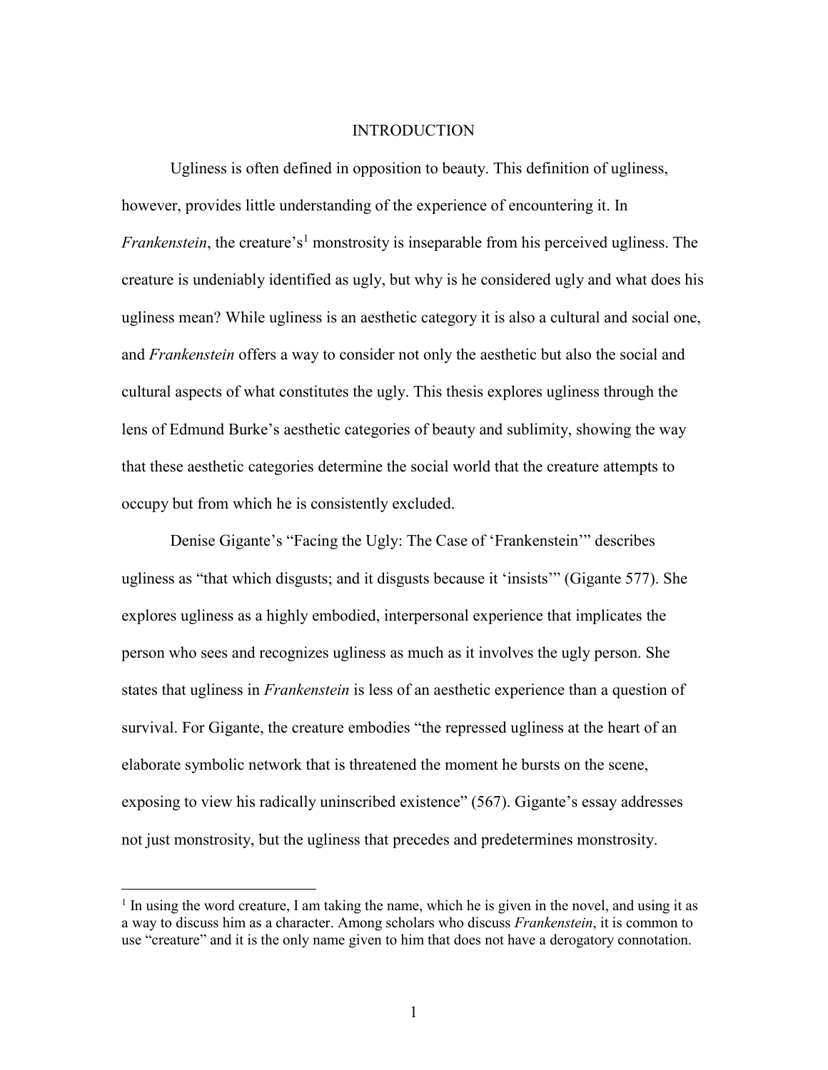# INTRODUCTION

Ugliness is often defined in opposition to beauty. This definition of ugliness, however, provides little understanding of the experience of encountering it. In *Frankenstein*, the creature's[1] monstrosity is inseparable from his perceived ugliness. The creature is undeniably identified as ugly, but why is he considered ugly and what does his ugliness mean? While ugliness is an aesthetic category it is also a cultural and social one, and *Frankenstein* offers a way to consider not only the aesthetic but also the social and cultural aspects of what constitutes the ugly. This thesis explores ugliness through the lens of Edmund Burke's aesthetic categories of beauty and sublimity, showing the way that these aesthetic categories determine the social world that the creature attempts to occupy but from which he is consistently excluded.

Denise Gigante's "Facing the Ugly: The Case of 'Frankenstein'" describes ugliness as "that which disgusts; and it disgusts because it 'insists'" (Gigante 577). She explores ugliness as a highly embodied, interpersonal experience that implicates the person who sees and recognizes ugliness as much as it involves the ugly person. She states that ugliness in *Frankenstein* is less of an aesthetic experience than a question of survival. For Gigante, the creature embodies "the repressed ugliness at the heart of an elaborate symbolic network that is threatened the moment he bursts on the scene, exposing to view his radically uninscribed existence" (567). Gigante's essay addresses not just monstrosity, but the ugliness that precedes and predetermines monstrosity.

[1] In using the word creature, I am taking the name, which he is given in the novel, and using it as a way to discuss him as a character. Among scholars who discuss *Frankenstein*, it is common to use "creature" and it is the only name given to him that does not have a derogatory connotation.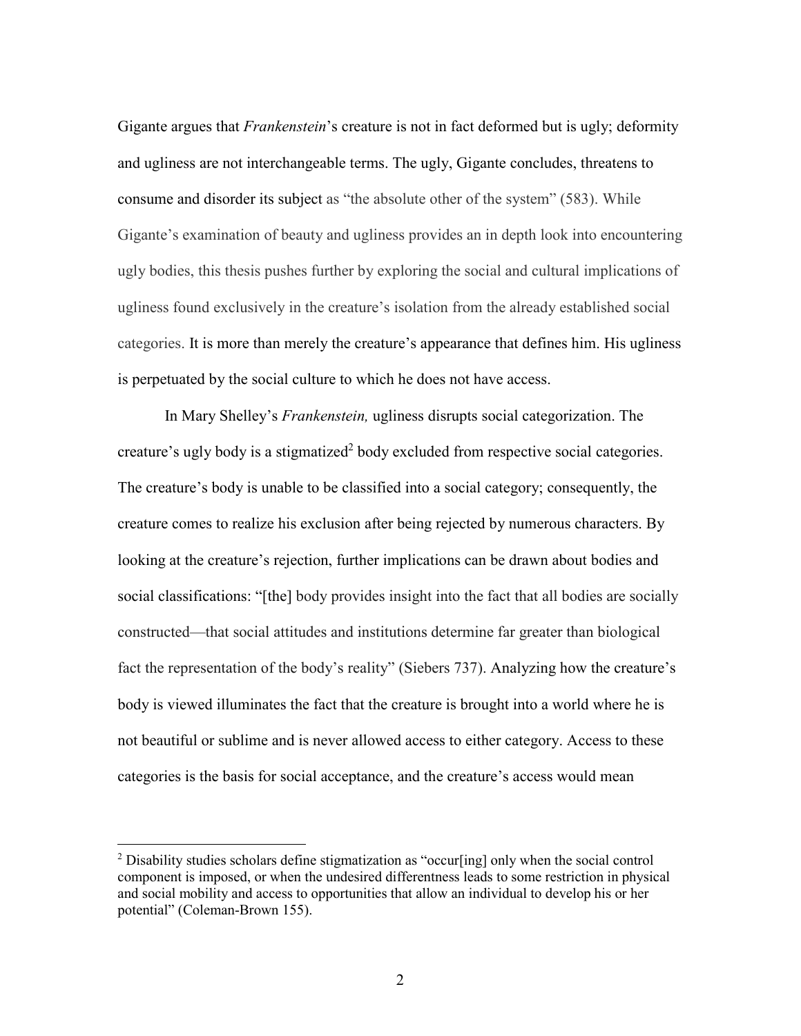Gigante argues that *Frankenstein*'s creature is not in fact deformed but is ugly; deformity and ugliness are not interchangeable terms. The ugly, Gigante concludes, threatens to consume and disorder its subject as "the absolute other of the system" (583). While Gigante's examination of beauty and ugliness provides an in depth look into encountering ugly bodies, this thesis pushes further by exploring the social and cultural implications of ugliness found exclusively in the creature's isolation from the already established social categories. It is more than merely the creature's appearance that defines him. His ugliness is perpetuated by the social culture to which he does not have access.

In Mary Shelley's *Frankenstein,* ugliness disrupts social categorization. The creature's ugly body is a stigmatized[2] body excluded from respective social categories. The creature's body is unable to be classified into a social category; consequently, the creature comes to realize his exclusion after being rejected by numerous characters. By looking at the creature's rejection, further implications can be drawn about bodies and social classifications: "[the] body provides insight into the fact that all bodies are socially constructed—that social attitudes and institutions determine far greater than biological fact the representation of the body's reality" (Siebers 737). Analyzing how the creature's body is viewed illuminates the fact that the creature is brought into a world where he is not beautiful or sublime and is never allowed access to either category. Access to these categories is the basis for social acceptance, and the creature's access would mean

[2] Disability studies scholars define stigmatization as "occur[ing] only when the social control component is imposed, or when the undesired differentness leads to some restriction in physical and social mobility and access to opportunities that allow an individual to develop his or her potential" (Coleman-Brown 155).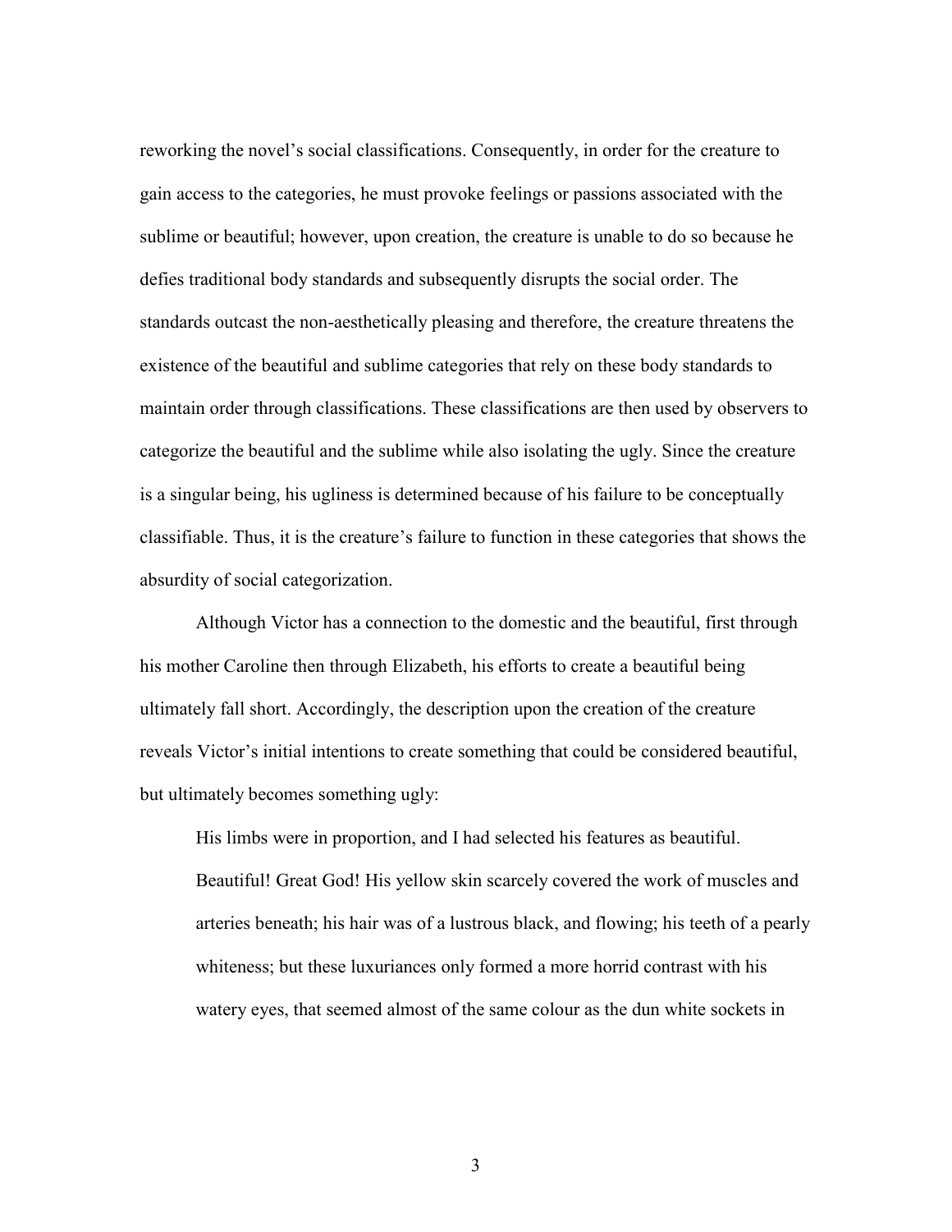reworking the novel's social classifications. Consequently, in order for the creature to gain access to the categories, he must provoke feelings or passions associated with the sublime or beautiful; however, upon creation, the creature is unable to do so because he defies traditional body standards and subsequently disrupts the social order. The standards outcast the non-aesthetically pleasing and therefore, the creature threatens the existence of the beautiful and sublime categories that rely on these body standards to maintain order through classifications. These classifications are then used by observers to categorize the beautiful and the sublime while also isolating the ugly. Since the creature is a singular being, his ugliness is determined because of his failure to be conceptually classifiable. Thus, it is the creature's failure to function in these categories that shows the absurdity of social categorization.

Although Victor has a connection to the domestic and the beautiful, first through his mother Caroline then through Elizabeth, his efforts to create a beautiful being ultimately fall short. Accordingly, the description upon the creation of the creature reveals Victor's initial intentions to create something that could be considered beautiful, but ultimately becomes something ugly:

> His limbs were in proportion, and I had selected his features as beautiful. Beautiful! Great God! His yellow skin scarcely covered the work of muscles and arteries beneath; his hair was of a lustrous black, and flowing; his teeth of a pearly whiteness; but these luxuriances only formed a more horrid contrast with his watery eyes, that seemed almost of the same colour as the dun white sockets in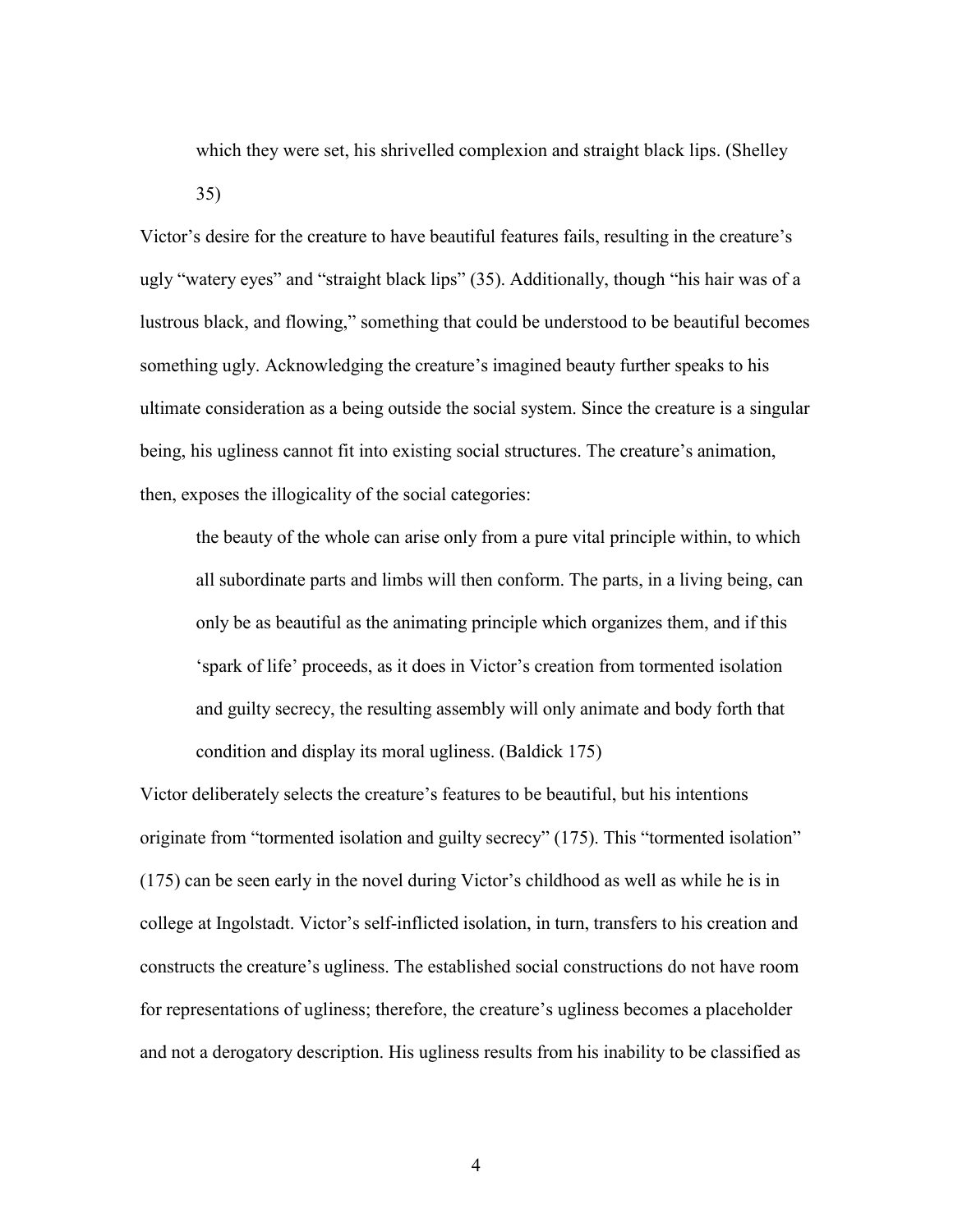> which they were set, his shrivelled complexion and straight black lips. (Shelley 35)

Victor's desire for the creature to have beautiful features fails, resulting in the creature's ugly "watery eyes" and "straight black lips" (35). Additionally, though "his hair was of a lustrous black, and flowing," something that could be understood to be beautiful becomes something ugly. Acknowledging the creature's imagined beauty further speaks to his ultimate consideration as a being outside the social system. Since the creature is a singular being, his ugliness cannot fit into existing social structures. The creature's animation, then, exposes the illogicality of the social categories:

> the beauty of the whole can arise only from a pure vital principle within, to which all subordinate parts and limbs will then conform. The parts, in a living being, can only be as beautiful as the animating principle which organizes them, and if this 'spark of life' proceeds, as it does in Victor's creation from tormented isolation and guilty secrecy, the resulting assembly will only animate and body forth that condition and display its moral ugliness. (Baldick 175)

Victor deliberately selects the creature's features to be beautiful, but his intentions originate from "tormented isolation and guilty secrecy" (175). This "tormented isolation" (175) can be seen early in the novel during Victor's childhood as well as while he is in college at Ingolstadt. Victor's self-inflicted isolation, in turn, transfers to his creation and constructs the creature's ugliness. The established social constructions do not have room for representations of ugliness; therefore, the creature's ugliness becomes a placeholder and not a derogatory description. His ugliness results from his inability to be classified as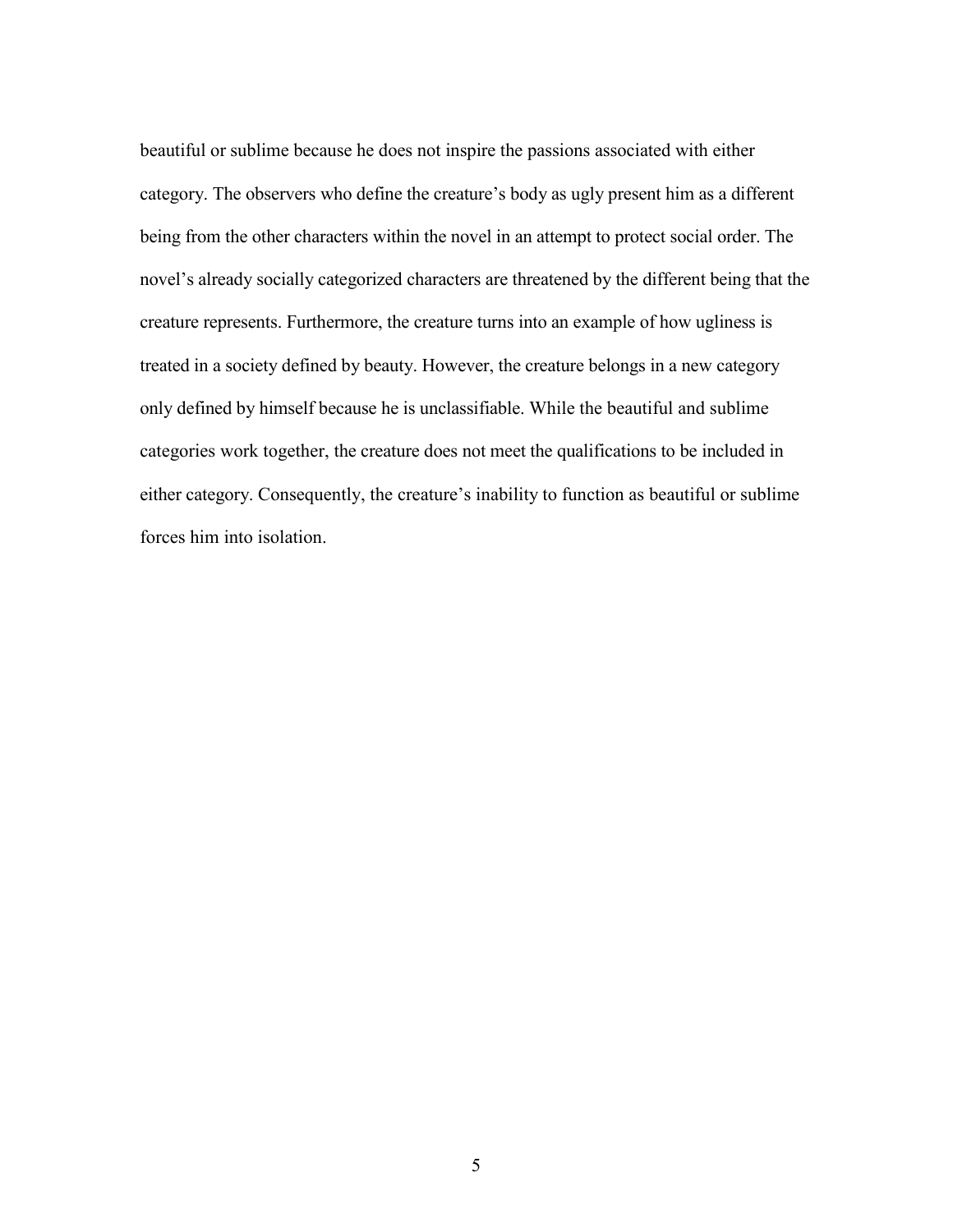beautiful or sublime because he does not inspire the passions associated with either category. The observers who define the creature's body as ugly present him as a different being from the other characters within the novel in an attempt to protect social order. The novel's already socially categorized characters are threatened by the different being that the creature represents. Furthermore, the creature turns into an example of how ugliness is treated in a society defined by beauty. However, the creature belongs in a new category only defined by himself because he is unclassifiable. While the beautiful and sublime categories work together, the creature does not meet the qualifications to be included in either category. Consequently, the creature's inability to function as beautiful or sublime forces him into isolation.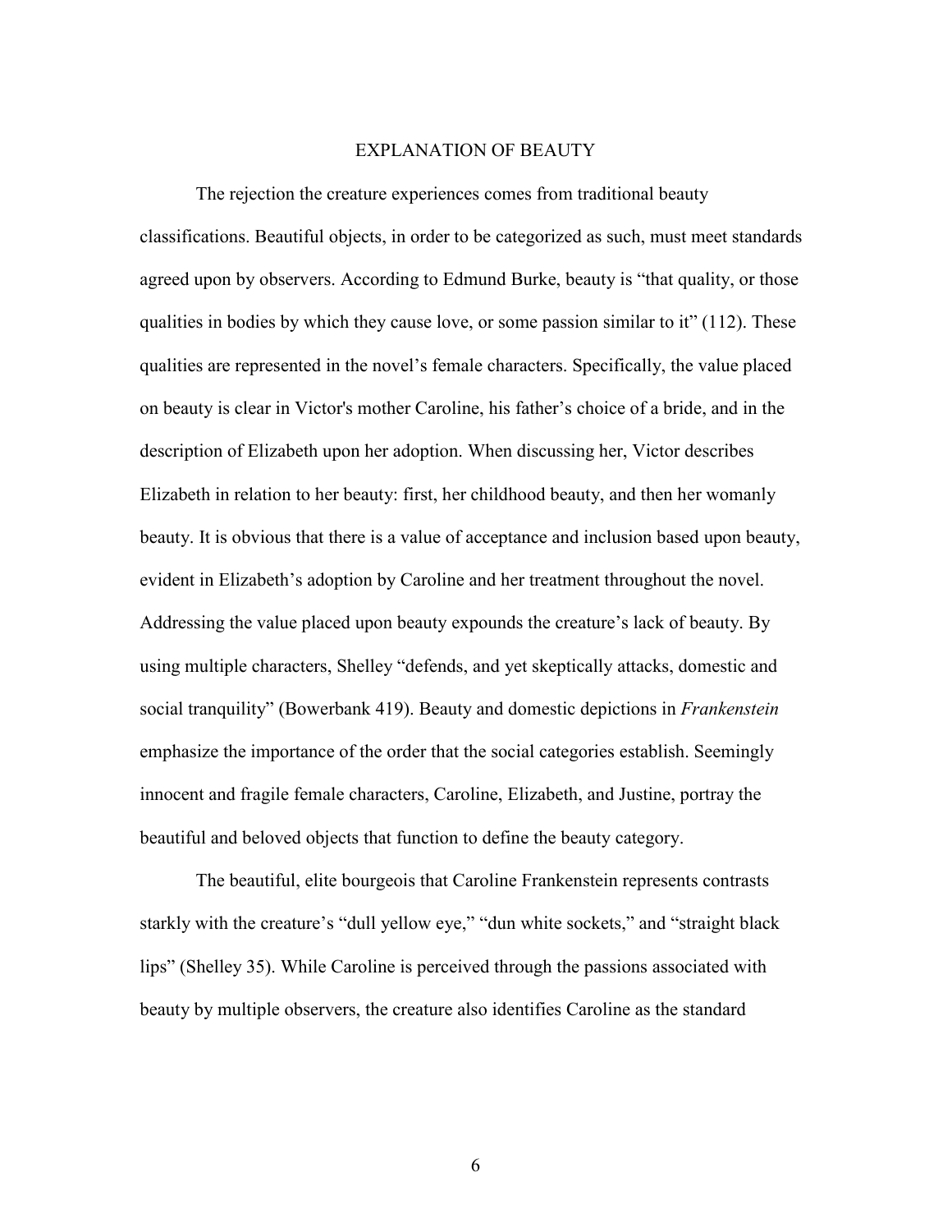## EXPLANATION OF BEAUTY

The rejection the creature experiences comes from traditional beauty classifications. Beautiful objects, in order to be categorized as such, must meet standards agreed upon by observers. According to Edmund Burke, beauty is “that quality, or those qualities in bodies by which they cause love, or some passion similar to it” (112). These qualities are represented in the novel’s female characters. Specifically, the value placed on beauty is clear in Victor's mother Caroline, his father’s choice of a bride, and in the description of Elizabeth upon her adoption. When discussing her, Victor describes Elizabeth in relation to her beauty: first, her childhood beauty, and then her womanly beauty. It is obvious that there is a value of acceptance and inclusion based upon beauty, evident in Elizabeth’s adoption by Caroline and her treatment throughout the novel. Addressing the value placed upon beauty expounds the creature’s lack of beauty. By using multiple characters, Shelley “defends, and yet skeptically attacks, domestic and social tranquility” (Bowerbank 419). Beauty and domestic depictions in *Frankenstein* emphasize the importance of the order that the social categories establish. Seemingly innocent and fragile female characters, Caroline, Elizabeth, and Justine, portray the beautiful and beloved objects that function to define the beauty category.

The beautiful, elite bourgeois that Caroline Frankenstein represents contrasts starkly with the creature’s “dull yellow eye,” “dun white sockets,” and “straight black lips” (Shelley 35). While Caroline is perceived through the passions associated with beauty by multiple observers, the creature also identifies Caroline as the standard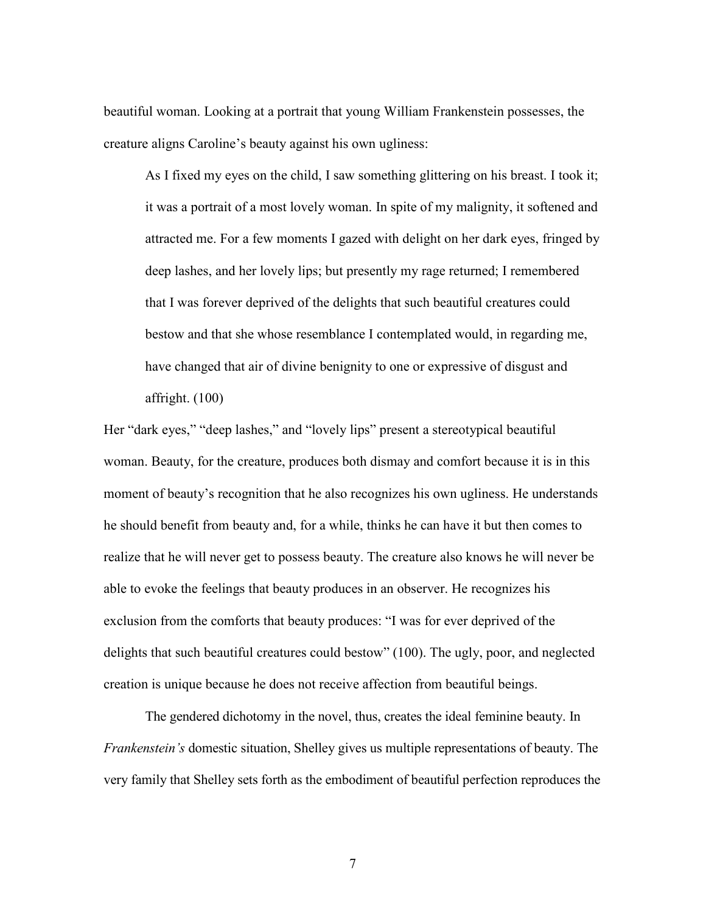beautiful woman. Looking at a portrait that young William Frankenstein possesses, the creature aligns Caroline's beauty against his own ugliness:

> As I fixed my eyes on the child, I saw something glittering on his breast. I took it; it was a portrait of a most lovely woman. In spite of my malignity, it softened and attracted me. For a few moments I gazed with delight on her dark eyes, fringed by deep lashes, and her lovely lips; but presently my rage returned; I remembered that I was forever deprived of the delights that such beautiful creatures could bestow and that she whose resemblance I contemplated would, in regarding me, have changed that air of divine benignity to one or expressive of disgust and affright. (100)

Her "dark eyes," "deep lashes," and "lovely lips" present a stereotypical beautiful woman. Beauty, for the creature, produces both dismay and comfort because it is in this moment of beauty's recognition that he also recognizes his own ugliness. He understands he should benefit from beauty and, for a while, thinks he can have it but then comes to realize that he will never get to possess beauty. The creature also knows he will never be able to evoke the feelings that beauty produces in an observer. He recognizes his exclusion from the comforts that beauty produces: "I was for ever deprived of the delights that such beautiful creatures could bestow" (100). The ugly, poor, and neglected creation is unique because he does not receive affection from beautiful beings.

The gendered dichotomy in the novel, thus, creates the ideal feminine beauty. In *Frankenstein's* domestic situation, Shelley gives us multiple representations of beauty. The very family that Shelley sets forth as the embodiment of beautiful perfection reproduces the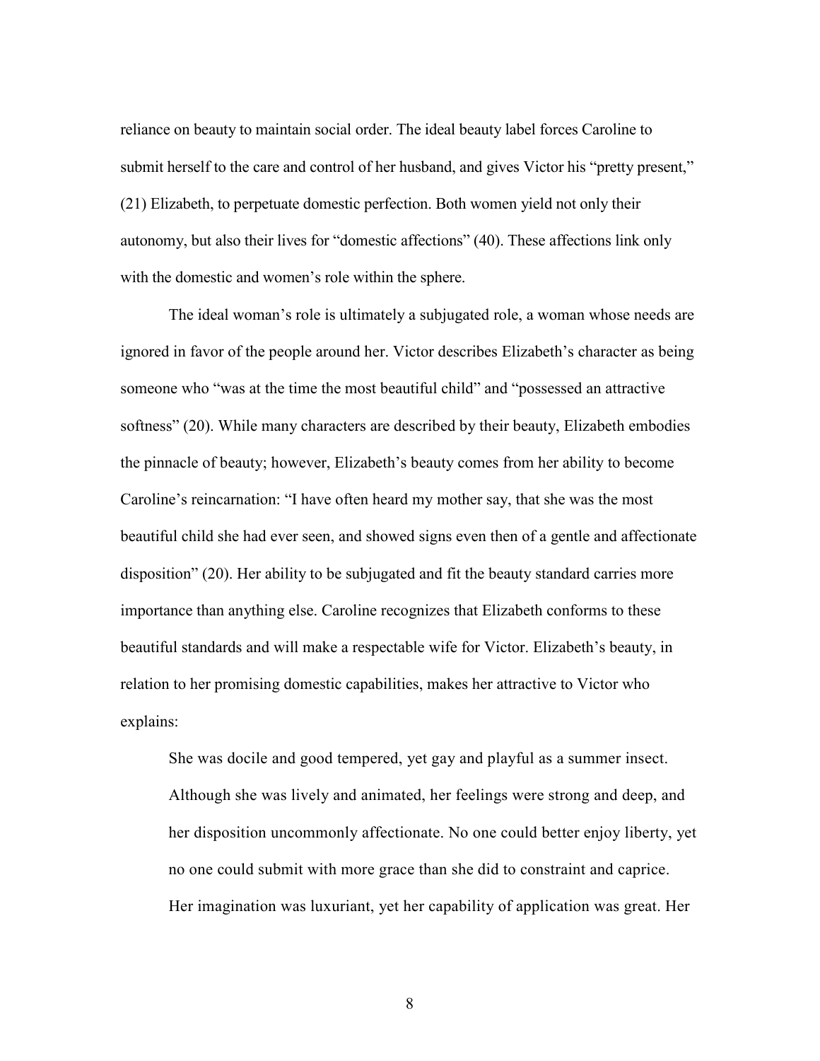reliance on beauty to maintain social order. The ideal beauty label forces Caroline to submit herself to the care and control of her husband, and gives Victor his "pretty present," (21) Elizabeth, to perpetuate domestic perfection. Both women yield not only their autonomy, but also their lives for "domestic affections" (40). These affections link only with the domestic and women's role within the sphere.

The ideal woman's role is ultimately a subjugated role, a woman whose needs are ignored in favor of the people around her. Victor describes Elizabeth's character as being someone who "was at the time the most beautiful child" and "possessed an attractive softness" (20). While many characters are described by their beauty, Elizabeth embodies the pinnacle of beauty; however, Elizabeth's beauty comes from her ability to become Caroline's reincarnation: "I have often heard my mother say, that she was the most beautiful child she had ever seen, and showed signs even then of a gentle and affectionate disposition" (20). Her ability to be subjugated and fit the beauty standard carries more importance than anything else. Caroline recognizes that Elizabeth conforms to these beautiful standards and will make a respectable wife for Victor. Elizabeth's beauty, in relation to her promising domestic capabilities, makes her attractive to Victor who explains:

> She was docile and good tempered, yet gay and playful as a summer insect. Although she was lively and animated, her feelings were strong and deep, and her disposition uncommonly affectionate. No one could better enjoy liberty, yet no one could submit with more grace than she did to constraint and caprice. Her imagination was luxuriant, yet her capability of application was great. Her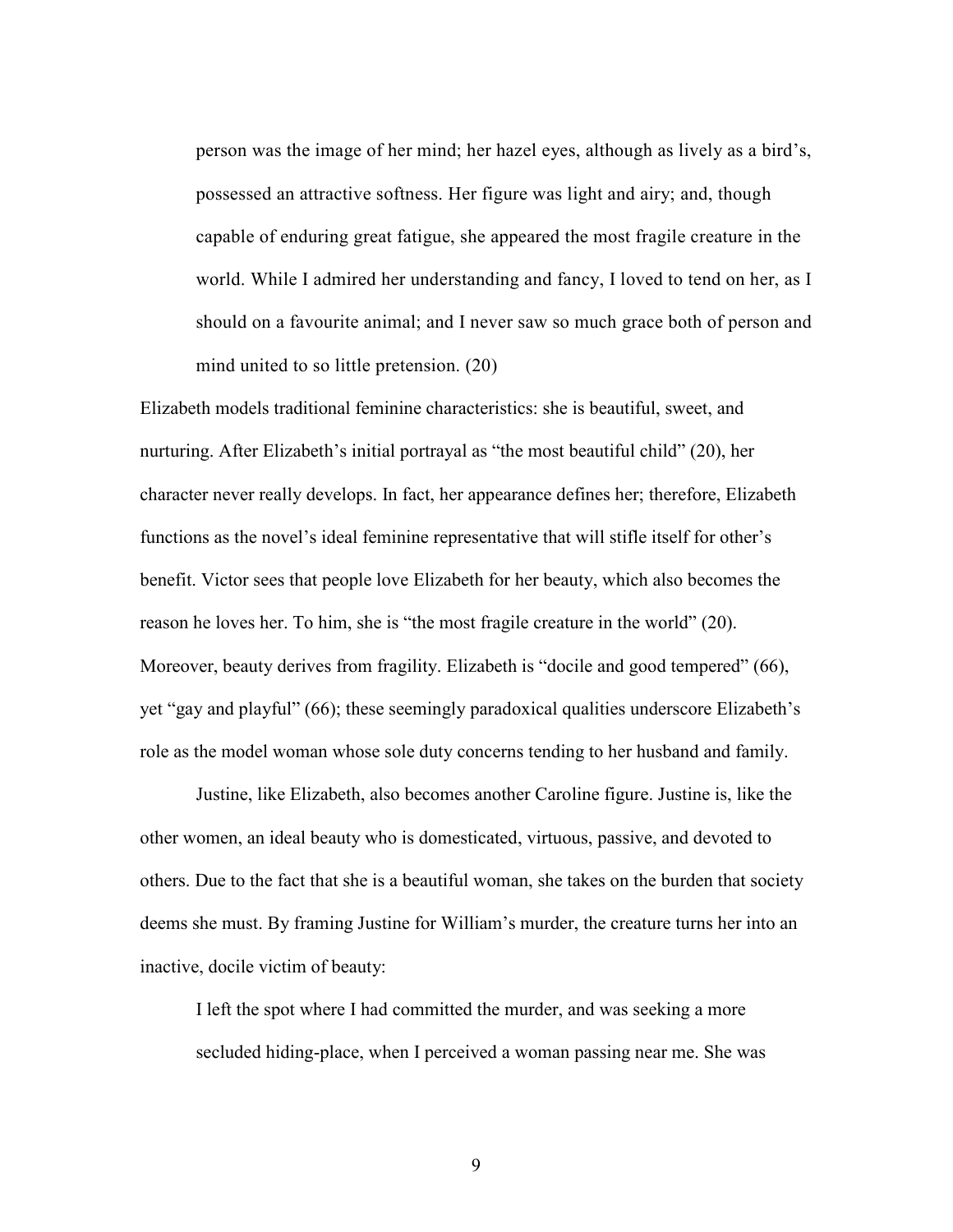> person was the image of her mind; her hazel eyes, although as lively as a bird's, possessed an attractive softness. Her figure was light and airy; and, though capable of enduring great fatigue, she appeared the most fragile creature in the world. While I admired her understanding and fancy, I loved to tend on her, as I should on a favourite animal; and I never saw so much grace both of person and mind united to so little pretension. (20)

Elizabeth models traditional feminine characteristics: she is beautiful, sweet, and nurturing. After Elizabeth's initial portrayal as "the most beautiful child" (20), her character never really develops. In fact, her appearance defines her; therefore, Elizabeth functions as the novel's ideal feminine representative that will stifle itself for other's benefit. Victor sees that people love Elizabeth for her beauty, which also becomes the reason he loves her. To him, she is "the most fragile creature in the world" (20). Moreover, beauty derives from fragility. Elizabeth is "docile and good tempered" (66), yet "gay and playful" (66); these seemingly paradoxical qualities underscore Elizabeth's role as the model woman whose sole duty concerns tending to her husband and family.

Justine, like Elizabeth, also becomes another Caroline figure. Justine is, like the other women, an ideal beauty who is domesticated, virtuous, passive, and devoted to others. Due to the fact that she is a beautiful woman, she takes on the burden that society deems she must. By framing Justine for William's murder, the creature turns her into an inactive, docile victim of beauty:

> I left the spot where I had committed the murder, and was seeking a more secluded hiding-place, when I perceived a woman passing near me. She was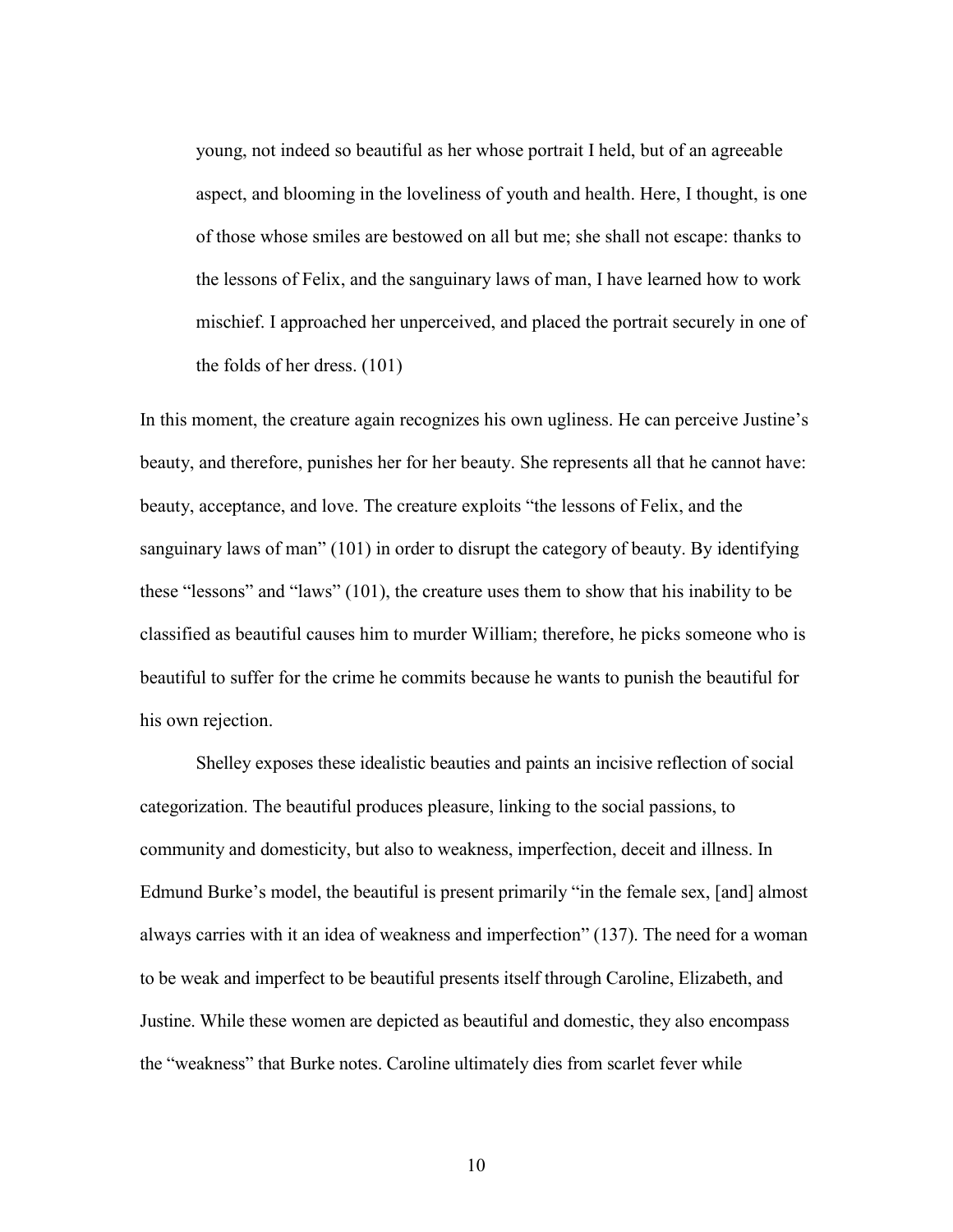> young, not indeed so beautiful as her whose portrait I held, but of an agreeable aspect, and blooming in the loveliness of youth and health. Here, I thought, is one of those whose smiles are bestowed on all but me; she shall not escape: thanks to the lessons of Felix, and the sanguinary laws of man, I have learned how to work mischief. I approached her unperceived, and placed the portrait securely in one of the folds of her dress. (101)

In this moment, the creature again recognizes his own ugliness. He can perceive Justine's beauty, and therefore, punishes her for her beauty. She represents all that he cannot have: beauty, acceptance, and love. The creature exploits "the lessons of Felix, and the sanguinary laws of man" (101) in order to disrupt the category of beauty. By identifying these "lessons" and "laws" (101), the creature uses them to show that his inability to be classified as beautiful causes him to murder William; therefore, he picks someone who is beautiful to suffer for the crime he commits because he wants to punish the beautiful for his own rejection.

Shelley exposes these idealistic beauties and paints an incisive reflection of social categorization. The beautiful produces pleasure, linking to the social passions, to community and domesticity, but also to weakness, imperfection, deceit and illness. In Edmund Burke's model, the beautiful is present primarily "in the female sex, [and] almost always carries with it an idea of weakness and imperfection" (137). The need for a woman to be weak and imperfect to be beautiful presents itself through Caroline, Elizabeth, and Justine. While these women are depicted as beautiful and domestic, they also encompass the "weakness" that Burke notes. Caroline ultimately dies from scarlet fever while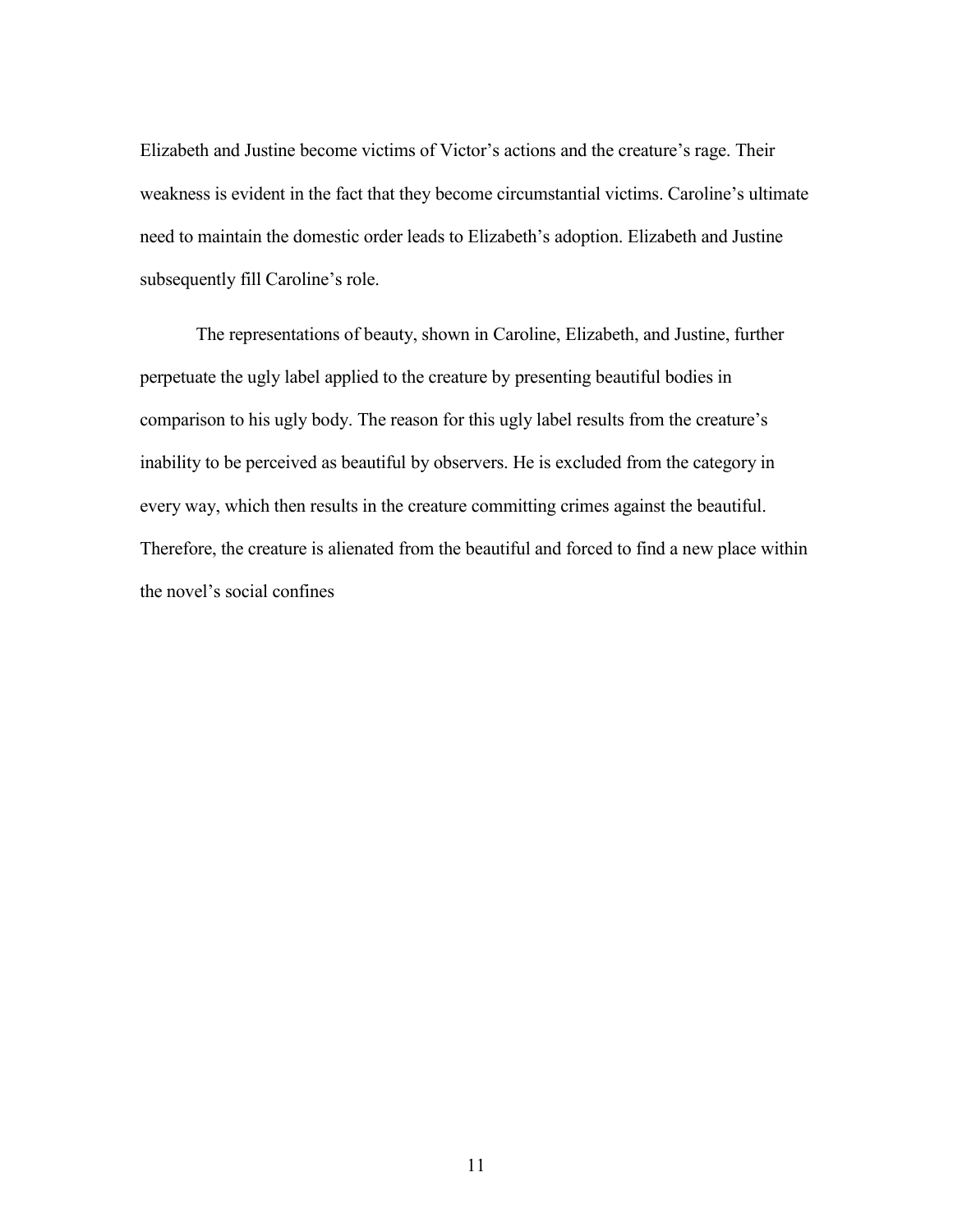Elizabeth and Justine become victims of Victor's actions and the creature's rage. Their weakness is evident in the fact that they become circumstantial victims. Caroline's ultimate need to maintain the domestic order leads to Elizabeth's adoption. Elizabeth and Justine subsequently fill Caroline's role.

The representations of beauty, shown in Caroline, Elizabeth, and Justine, further perpetuate the ugly label applied to the creature by presenting beautiful bodies in comparison to his ugly body. The reason for this ugly label results from the creature's inability to be perceived as beautiful by observers. He is excluded from the category in every way, which then results in the creature committing crimes against the beautiful. Therefore, the creature is alienated from the beautiful and forced to find a new place within the novel's social confines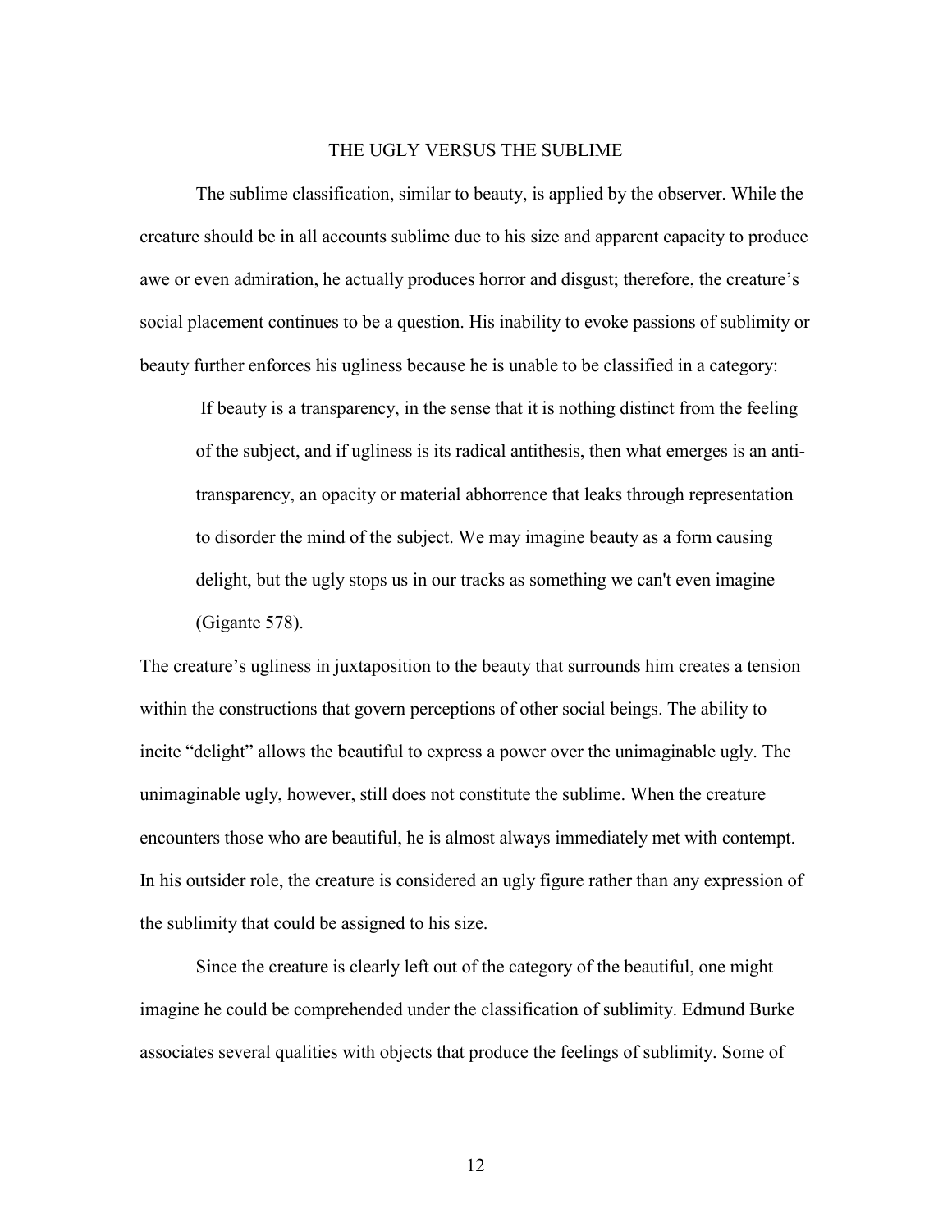## THE UGLY VERSUS THE SUBLIME

The sublime classification, similar to beauty, is applied by the observer. While the creature should be in all accounts sublime due to his size and apparent capacity to produce awe or even admiration, he actually produces horror and disgust; therefore, the creature's social placement continues to be a question. His inability to evoke passions of sublimity or beauty further enforces his ugliness because he is unable to be classified in a category:

> If beauty is a transparency, in the sense that it is nothing distinct from the feeling of the subject, and if ugliness is its radical antithesis, then what emerges is an anti-transparency, an opacity or material abhorrence that leaks through representation to disorder the mind of the subject. We may imagine beauty as a form causing delight, but the ugly stops us in our tracks as something we can't even imagine (Gigante 578).

The creature's ugliness in juxtaposition to the beauty that surrounds him creates a tension within the constructions that govern perceptions of other social beings. The ability to incite "delight" allows the beautiful to express a power over the unimaginable ugly. The unimaginable ugly, however, still does not constitute the sublime. When the creature encounters those who are beautiful, he is almost always immediately met with contempt. In his outsider role, the creature is considered an ugly figure rather than any expression of the sublimity that could be assigned to his size.

Since the creature is clearly left out of the category of the beautiful, one might imagine he could be comprehended under the classification of sublimity. Edmund Burke associates several qualities with objects that produce the feelings of sublimity. Some of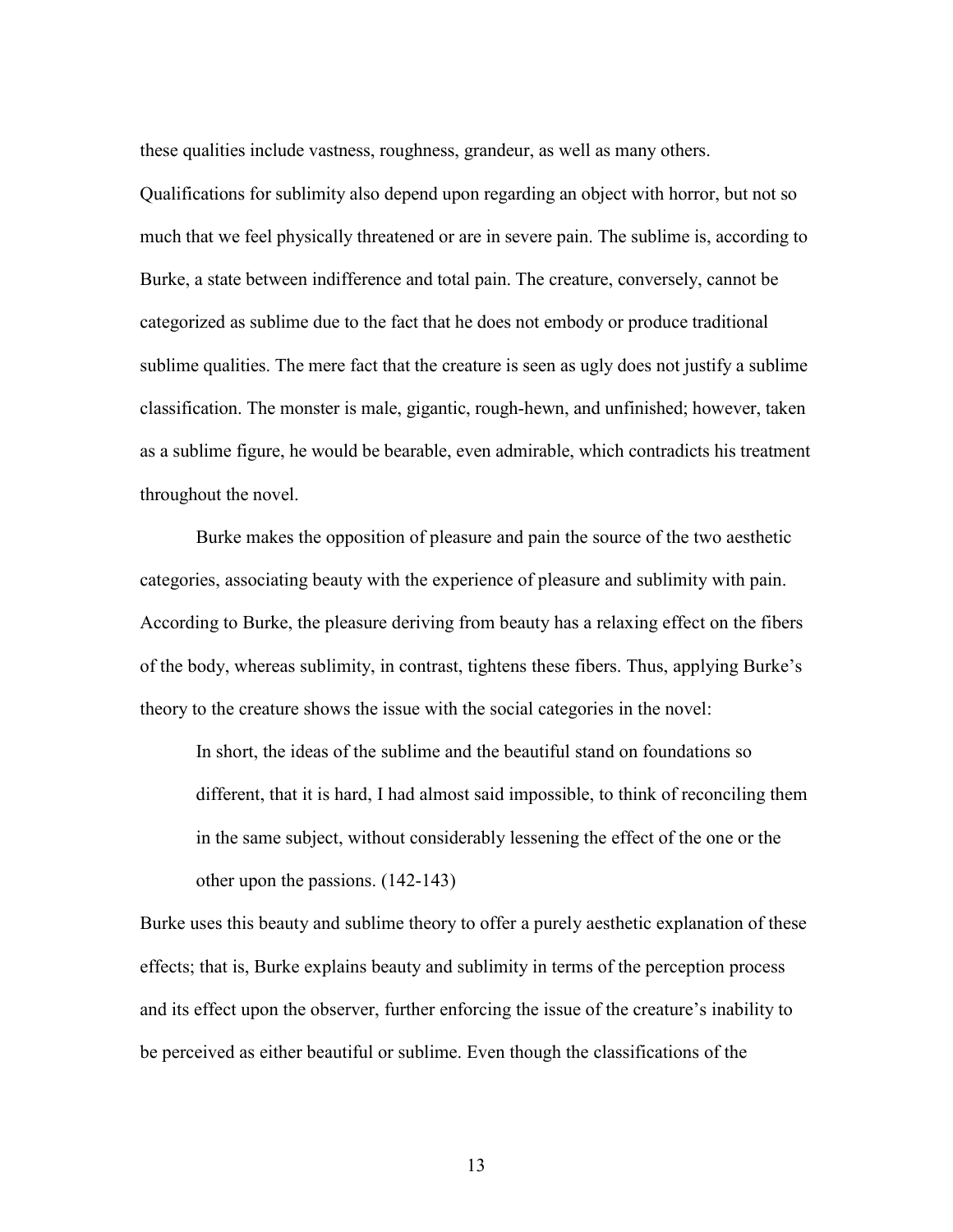these qualities include vastness, roughness, grandeur, as well as many others. Qualifications for sublimity also depend upon regarding an object with horror, but not so much that we feel physically threatened or are in severe pain. The sublime is, according to Burke, a state between indifference and total pain. The creature, conversely, cannot be categorized as sublime due to the fact that he does not embody or produce traditional sublime qualities. The mere fact that the creature is seen as ugly does not justify a sublime classification. The monster is male, gigantic, rough-hewn, and unfinished; however, taken as a sublime figure, he would be bearable, even admirable, which contradicts his treatment throughout the novel.

Burke makes the opposition of pleasure and pain the source of the two aesthetic categories, associating beauty with the experience of pleasure and sublimity with pain. According to Burke, the pleasure deriving from beauty has a relaxing effect on the fibers of the body, whereas sublimity, in contrast, tightens these fibers. Thus, applying Burke's theory to the creature shows the issue with the social categories in the novel:

> In short, the ideas of the sublime and the beautiful stand on foundations so different, that it is hard, I had almost said impossible, to think of reconciling them in the same subject, without considerably lessening the effect of the one or the other upon the passions. (142-143)

Burke uses this beauty and sublime theory to offer a purely aesthetic explanation of these effects; that is, Burke explains beauty and sublimity in terms of the perception process and its effect upon the observer, further enforcing the issue of the creature's inability to be perceived as either beautiful or sublime. Even though the classifications of the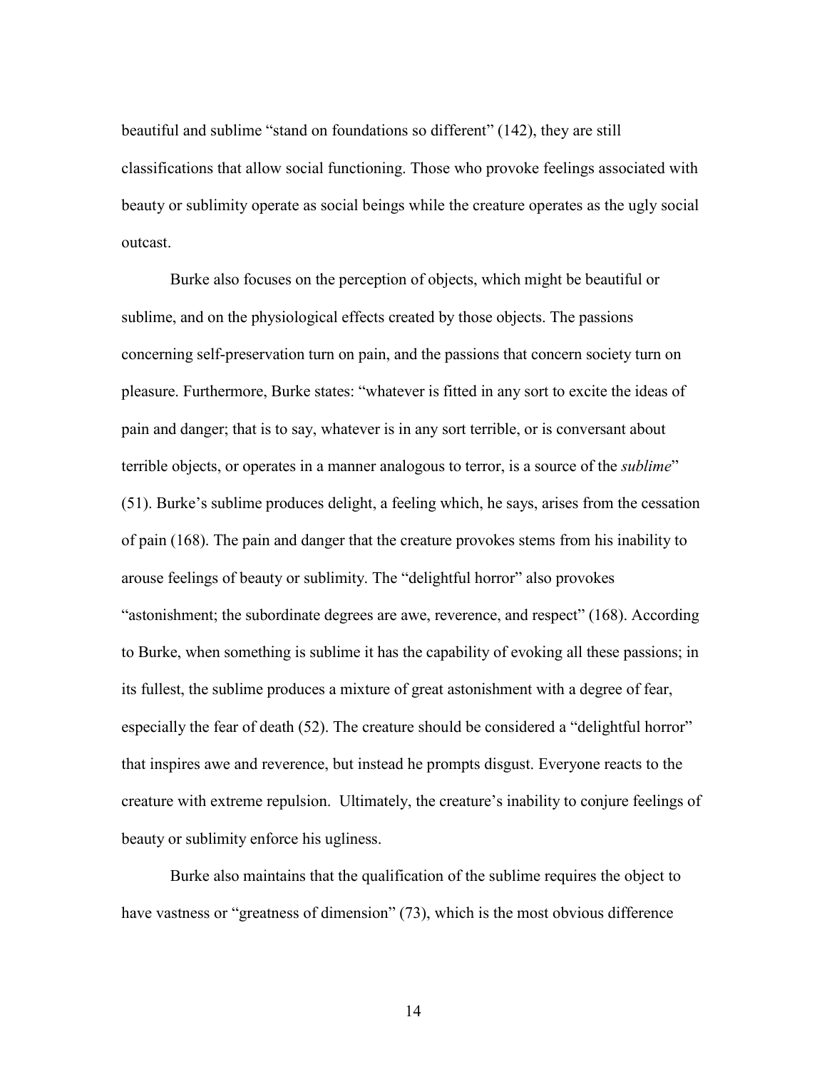beautiful and sublime "stand on foundations so different" (142), they are still classifications that allow social functioning. Those who provoke feelings associated with beauty or sublimity operate as social beings while the creature operates as the ugly social outcast.

Burke also focuses on the perception of objects, which might be beautiful or sublime, and on the physiological effects created by those objects. The passions concerning self-preservation turn on pain, and the passions that concern society turn on pleasure. Furthermore, Burke states: "whatever is fitted in any sort to excite the ideas of pain and danger; that is to say, whatever is in any sort terrible, or is conversant about terrible objects, or operates in a manner analogous to terror, is a source of the *sublime*" (51). Burke's sublime produces delight, a feeling which, he says, arises from the cessation of pain (168). The pain and danger that the creature provokes stems from his inability to arouse feelings of beauty or sublimity. The "delightful horror" also provokes "astonishment; the subordinate degrees are awe, reverence, and respect" (168). According to Burke, when something is sublime it has the capability of evoking all these passions; in its fullest, the sublime produces a mixture of great astonishment with a degree of fear, especially the fear of death (52). The creature should be considered a "delightful horror" that inspires awe and reverence, but instead he prompts disgust. Everyone reacts to the creature with extreme repulsion. Ultimately, the creature's inability to conjure feelings of beauty or sublimity enforce his ugliness.

Burke also maintains that the qualification of the sublime requires the object to have vastness or "greatness of dimension" (73), which is the most obvious difference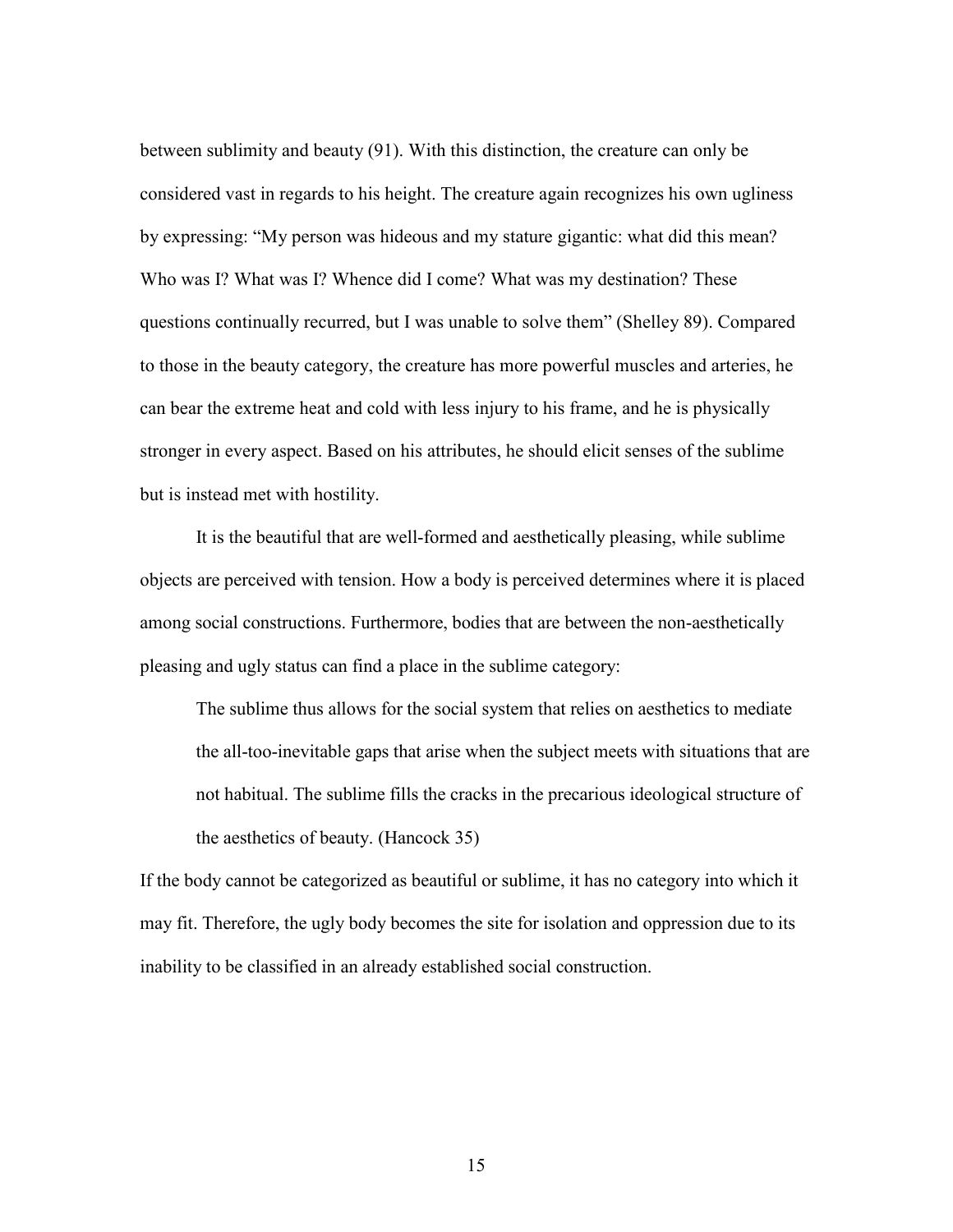between sublimity and beauty (91). With this distinction, the creature can only be considered vast in regards to his height. The creature again recognizes his own ugliness by expressing: "My person was hideous and my stature gigantic: what did this mean? Who was I? What was I? Whence did I come? What was my destination? These questions continually recurred, but I was unable to solve them" (Shelley 89). Compared to those in the beauty category, the creature has more powerful muscles and arteries, he can bear the extreme heat and cold with less injury to his frame, and he is physically stronger in every aspect. Based on his attributes, he should elicit senses of the sublime but is instead met with hostility.

It is the beautiful that are well-formed and aesthetically pleasing, while sublime objects are perceived with tension. How a body is perceived determines where it is placed among social constructions. Furthermore, bodies that are between the non-aesthetically pleasing and ugly status can find a place in the sublime category:

> The sublime thus allows for the social system that relies on aesthetics to mediate the all-too-inevitable gaps that arise when the subject meets with situations that are not habitual. The sublime fills the cracks in the precarious ideological structure of the aesthetics of beauty. (Hancock 35)

If the body cannot be categorized as beautiful or sublime, it has no category into which it may fit. Therefore, the ugly body becomes the site for isolation and oppression due to its inability to be classified in an already established social construction.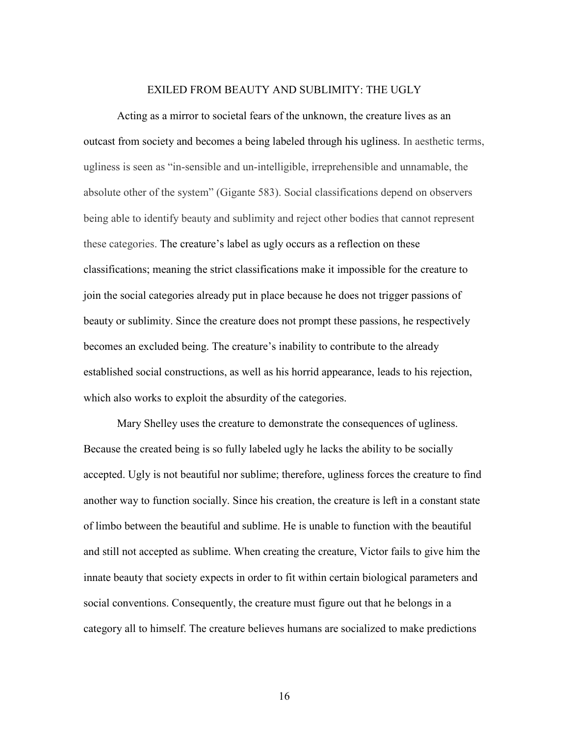## EXILED FROM BEAUTY AND SUBLIMITY: THE UGLY

Acting as a mirror to societal fears of the unknown, the creature lives as an outcast from society and becomes a being labeled through his ugliness. In aesthetic terms, ugliness is seen as "in-sensible and un-intelligible, irreprehensible and unnamable, the absolute other of the system" (Gigante 583). Social classifications depend on observers being able to identify beauty and sublimity and reject other bodies that cannot represent these categories. The creature's label as ugly occurs as a reflection on these classifications; meaning the strict classifications make it impossible for the creature to join the social categories already put in place because he does not trigger passions of beauty or sublimity. Since the creature does not prompt these passions, he respectively becomes an excluded being. The creature's inability to contribute to the already established social constructions, as well as his horrid appearance, leads to his rejection, which also works to exploit the absurdity of the categories.

Mary Shelley uses the creature to demonstrate the consequences of ugliness. Because the created being is so fully labeled ugly he lacks the ability to be socially accepted. Ugly is not beautiful nor sublime; therefore, ugliness forces the creature to find another way to function socially. Since his creation, the creature is left in a constant state of limbo between the beautiful and sublime. He is unable to function with the beautiful and still not accepted as sublime. When creating the creature, Victor fails to give him the innate beauty that society expects in order to fit within certain biological parameters and social conventions. Consequently, the creature must figure out that he belongs in a category all to himself. The creature believes humans are socialized to make predictions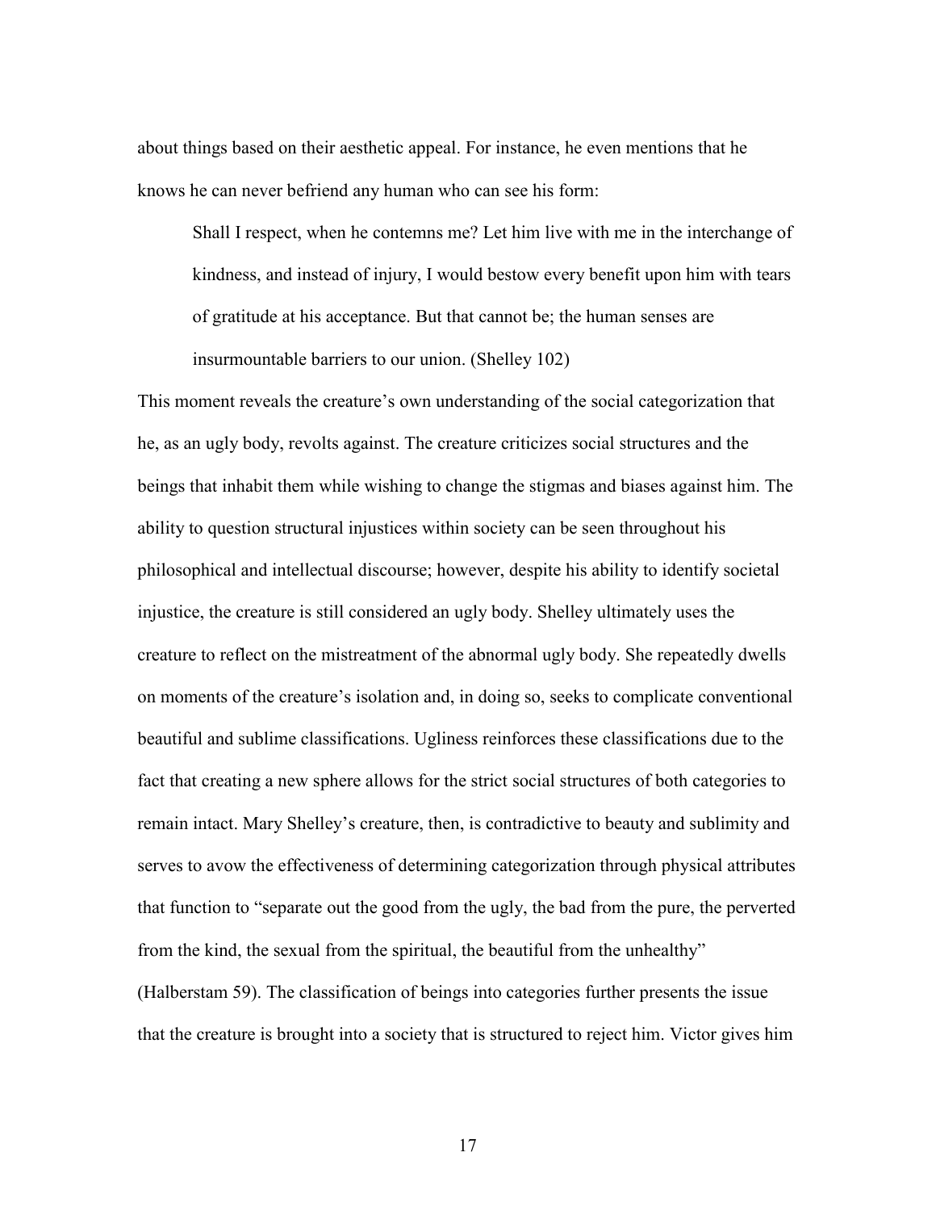about things based on their aesthetic appeal. For instance, he even mentions that he knows he can never befriend any human who can see his form:

> Shall I respect, when he contemns me? Let him live with me in the interchange of kindness, and instead of injury, I would bestow every benefit upon him with tears of gratitude at his acceptance. But that cannot be; the human senses are insurmountable barriers to our union. (Shelley 102)

This moment reveals the creature's own understanding of the social categorization that he, as an ugly body, revolts against. The creature criticizes social structures and the beings that inhabit them while wishing to change the stigmas and biases against him. The ability to question structural injustices within society can be seen throughout his philosophical and intellectual discourse; however, despite his ability to identify societal injustice, the creature is still considered an ugly body. Shelley ultimately uses the creature to reflect on the mistreatment of the abnormal ugly body. She repeatedly dwells on moments of the creature's isolation and, in doing so, seeks to complicate conventional beautiful and sublime classifications. Ugliness reinforces these classifications due to the fact that creating a new sphere allows for the strict social structures of both categories to remain intact. Mary Shelley's creature, then, is contradictive to beauty and sublimity and serves to avow the effectiveness of determining categorization through physical attributes that function to "separate out the good from the ugly, the bad from the pure, the perverted from the kind, the sexual from the spiritual, the beautiful from the unhealthy" (Halberstam 59). The classification of beings into categories further presents the issue that the creature is brought into a society that is structured to reject him. Victor gives him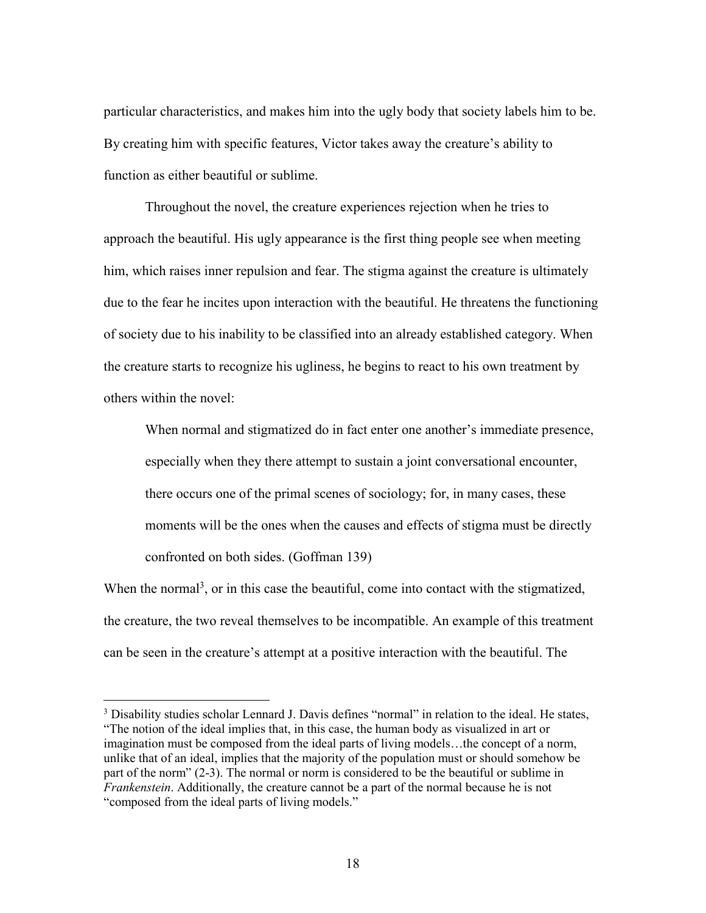particular characteristics, and makes him into the ugly body that society labels him to be. By creating him with specific features, Victor takes away the creature's ability to function as either beautiful or sublime.

Throughout the novel, the creature experiences rejection when he tries to approach the beautiful. His ugly appearance is the first thing people see when meeting him, which raises inner repulsion and fear. The stigma against the creature is ultimately due to the fear he incites upon interaction with the beautiful. He threatens the functioning of society due to his inability to be classified into an already established category. When the creature starts to recognize his ugliness, he begins to react to his own treatment by others within the novel:

> When normal and stigmatized do in fact enter one another's immediate presence, especially when they there attempt to sustain a joint conversational encounter, there occurs one of the primal scenes of sociology; for, in many cases, these moments will be the ones when the causes and effects of stigma must be directly confronted on both sides. (Goffman 139)

When the normal[3], or in this case the beautiful, come into contact with the stigmatized, the creature, the two reveal themselves to be incompatible. An example of this treatment can be seen in the creature's attempt at a positive interaction with the beautiful. The

[3] Disability studies scholar Lennard J. Davis defines "normal" in relation to the ideal. He states, "The notion of the ideal implies that, in this case, the human body as visualized in art or imagination must be composed from the ideal parts of living models…the concept of a norm, unlike that of an ideal, implies that the majority of the population must or should somehow be part of the norm" (2-3). The normal or norm is considered to be the beautiful or sublime in *Frankenstein*. Additionally, the creature cannot be a part of the normal because he is not "composed from the ideal parts of living models."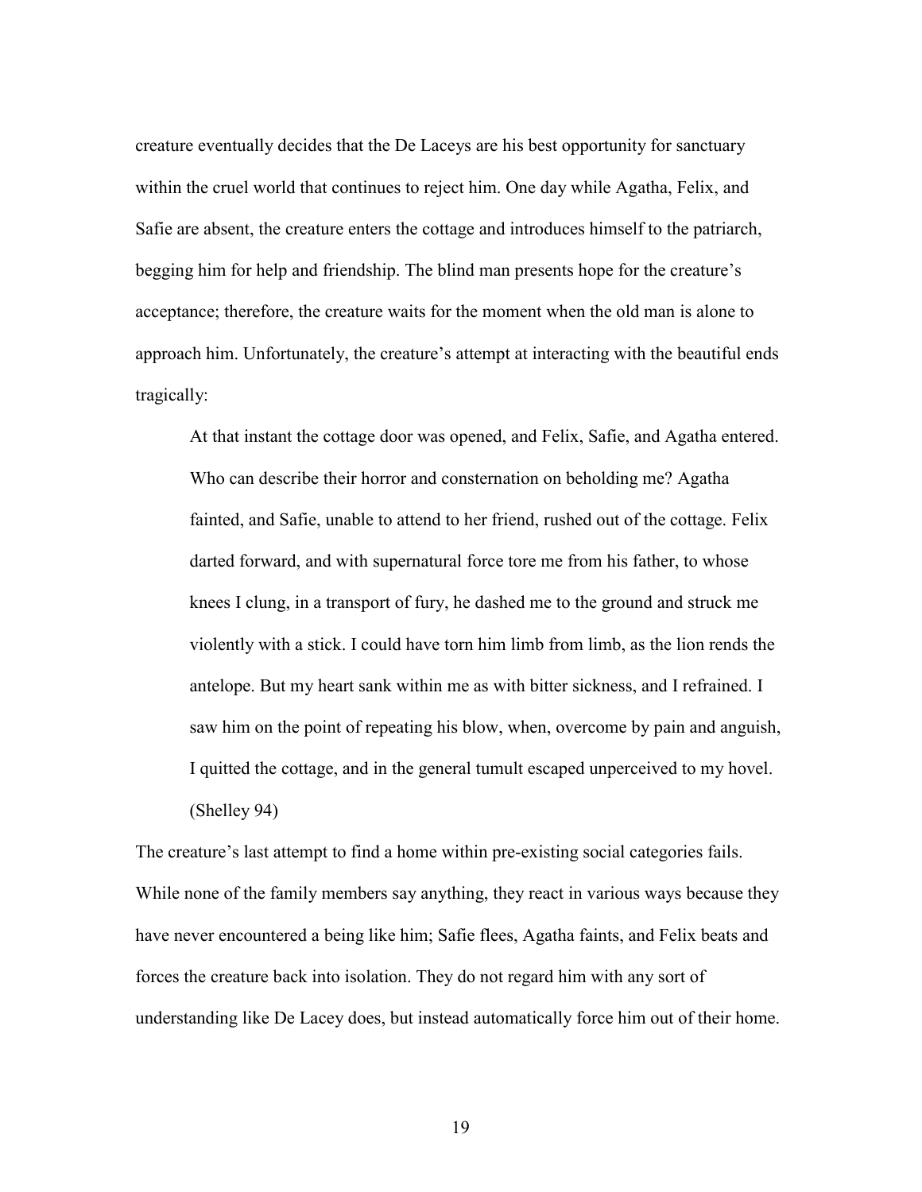creature eventually decides that the De Laceys are his best opportunity for sanctuary within the cruel world that continues to reject him. One day while Agatha, Felix, and Safie are absent, the creature enters the cottage and introduces himself to the patriarch, begging him for help and friendship. The blind man presents hope for the creature's acceptance; therefore, the creature waits for the moment when the old man is alone to approach him. Unfortunately, the creature's attempt at interacting with the beautiful ends tragically:

> At that instant the cottage door was opened, and Felix, Safie, and Agatha entered. Who can describe their horror and consternation on beholding me? Agatha fainted, and Safie, unable to attend to her friend, rushed out of the cottage. Felix darted forward, and with supernatural force tore me from his father, to whose knees I clung, in a transport of fury, he dashed me to the ground and struck me violently with a stick. I could have torn him limb from limb, as the lion rends the antelope. But my heart sank within me as with bitter sickness, and I refrained. I saw him on the point of repeating his blow, when, overcome by pain and anguish, I quitted the cottage, and in the general tumult escaped unperceived to my hovel. (Shelley 94)

The creature's last attempt to find a home within pre-existing social categories fails. While none of the family members say anything, they react in various ways because they have never encountered a being like him; Safie flees, Agatha faints, and Felix beats and forces the creature back into isolation. They do not regard him with any sort of understanding like De Lacey does, but instead automatically force him out of their home.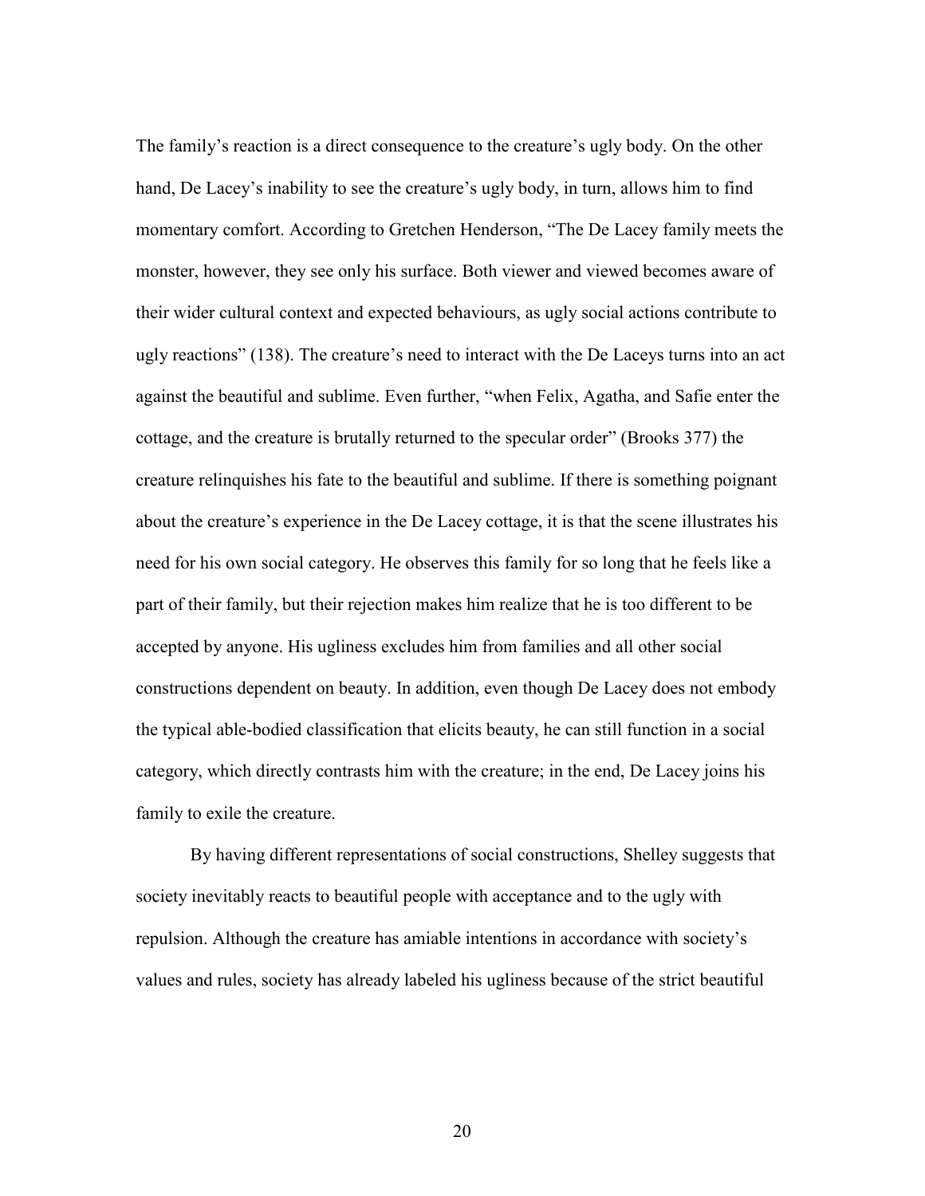The family's reaction is a direct consequence to the creature's ugly body. On the other hand, De Lacey's inability to see the creature's ugly body, in turn, allows him to find momentary comfort. According to Gretchen Henderson, "The De Lacey family meets the monster, however, they see only his surface. Both viewer and viewed becomes aware of their wider cultural context and expected behaviours, as ugly social actions contribute to ugly reactions" (138). The creature's need to interact with the De Laceys turns into an act against the beautiful and sublime. Even further, "when Felix, Agatha, and Safie enter the cottage, and the creature is brutally returned to the specular order" (Brooks 377) the creature relinquishes his fate to the beautiful and sublime. If there is something poignant about the creature's experience in the De Lacey cottage, it is that the scene illustrates his need for his own social category. He observes this family for so long that he feels like a part of their family, but their rejection makes him realize that he is too different to be accepted by anyone. His ugliness excludes him from families and all other social constructions dependent on beauty. In addition, even though De Lacey does not embody the typical able-bodied classification that elicits beauty, he can still function in a social category, which directly contrasts him with the creature; in the end, De Lacey joins his family to exile the creature.

By having different representations of social constructions, Shelley suggests that society inevitably reacts to beautiful people with acceptance and to the ugly with repulsion. Although the creature has amiable intentions in accordance with society's values and rules, society has already labeled his ugliness because of the strict beautiful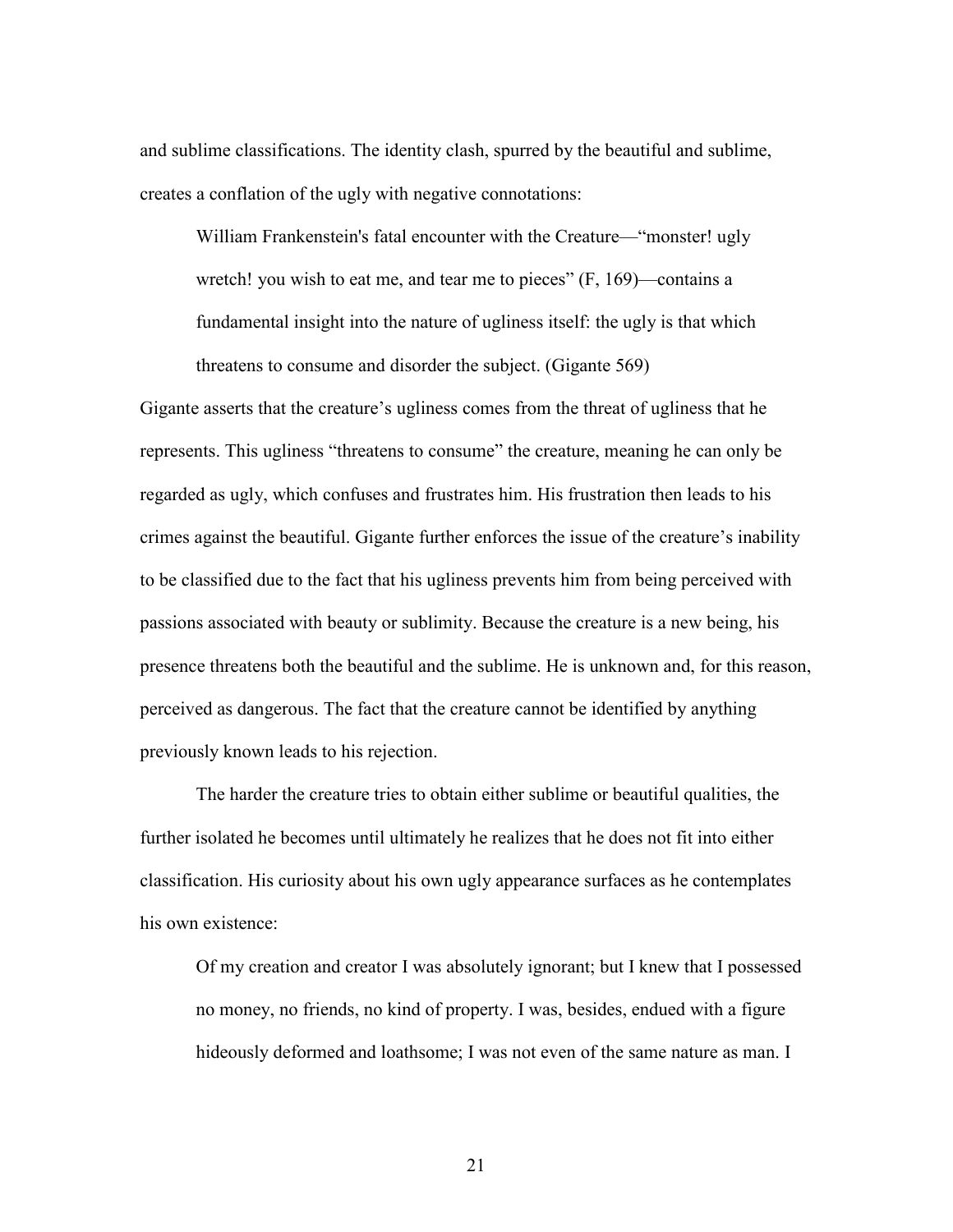and sublime classifications. The identity clash, spurred by the beautiful and sublime, creates a conflation of the ugly with negative connotations:

> William Frankenstein's fatal encounter with the Creature—"monster! ugly wretch! you wish to eat me, and tear me to pieces" (F, 169)—contains a fundamental insight into the nature of ugliness itself: the ugly is that which threatens to consume and disorder the subject. (Gigante 569)

Gigante asserts that the creature's ugliness comes from the threat of ugliness that he represents. This ugliness "threatens to consume" the creature, meaning he can only be regarded as ugly, which confuses and frustrates him. His frustration then leads to his crimes against the beautiful. Gigante further enforces the issue of the creature's inability to be classified due to the fact that his ugliness prevents him from being perceived with passions associated with beauty or sublimity. Because the creature is a new being, his presence threatens both the beautiful and the sublime. He is unknown and, for this reason, perceived as dangerous. The fact that the creature cannot be identified by anything previously known leads to his rejection.

The harder the creature tries to obtain either sublime or beautiful qualities, the further isolated he becomes until ultimately he realizes that he does not fit into either classification. His curiosity about his own ugly appearance surfaces as he contemplates his own existence:

> Of my creation and creator I was absolutely ignorant; but I knew that I possessed no money, no friends, no kind of property. I was, besides, endued with a figure hideously deformed and loathsome; I was not even of the same nature as man. I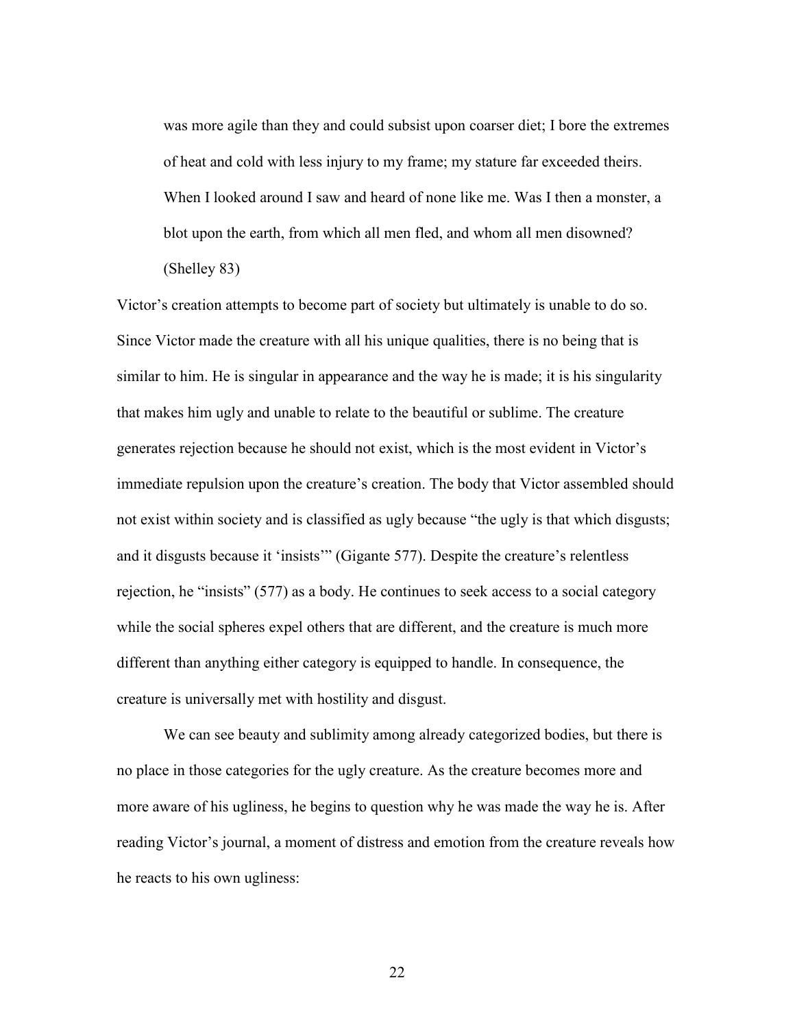> was more agile than they and could subsist upon coarser diet; I bore the extremes of heat and cold with less injury to my frame; my stature far exceeded theirs. When I looked around I saw and heard of none like me. Was I then a monster, a blot upon the earth, from which all men fled, and whom all men disowned? (Shelley 83)

Victor's creation attempts to become part of society but ultimately is unable to do so. Since Victor made the creature with all his unique qualities, there is no being that is similar to him. He is singular in appearance and the way he is made; it is his singularity that makes him ugly and unable to relate to the beautiful or sublime. The creature generates rejection because he should not exist, which is the most evident in Victor's immediate repulsion upon the creature's creation. The body that Victor assembled should not exist within society and is classified as ugly because "the ugly is that which disgusts; and it disgusts because it 'insists'" (Gigante 577). Despite the creature's relentless rejection, he "insists" (577) as a body. He continues to seek access to a social category while the social spheres expel others that are different, and the creature is much more different than anything either category is equipped to handle. In consequence, the creature is universally met with hostility and disgust.

We can see beauty and sublimity among already categorized bodies, but there is no place in those categories for the ugly creature. As the creature becomes more and more aware of his ugliness, he begins to question why he was made the way he is. After reading Victor's journal, a moment of distress and emotion from the creature reveals how he reacts to his own ugliness: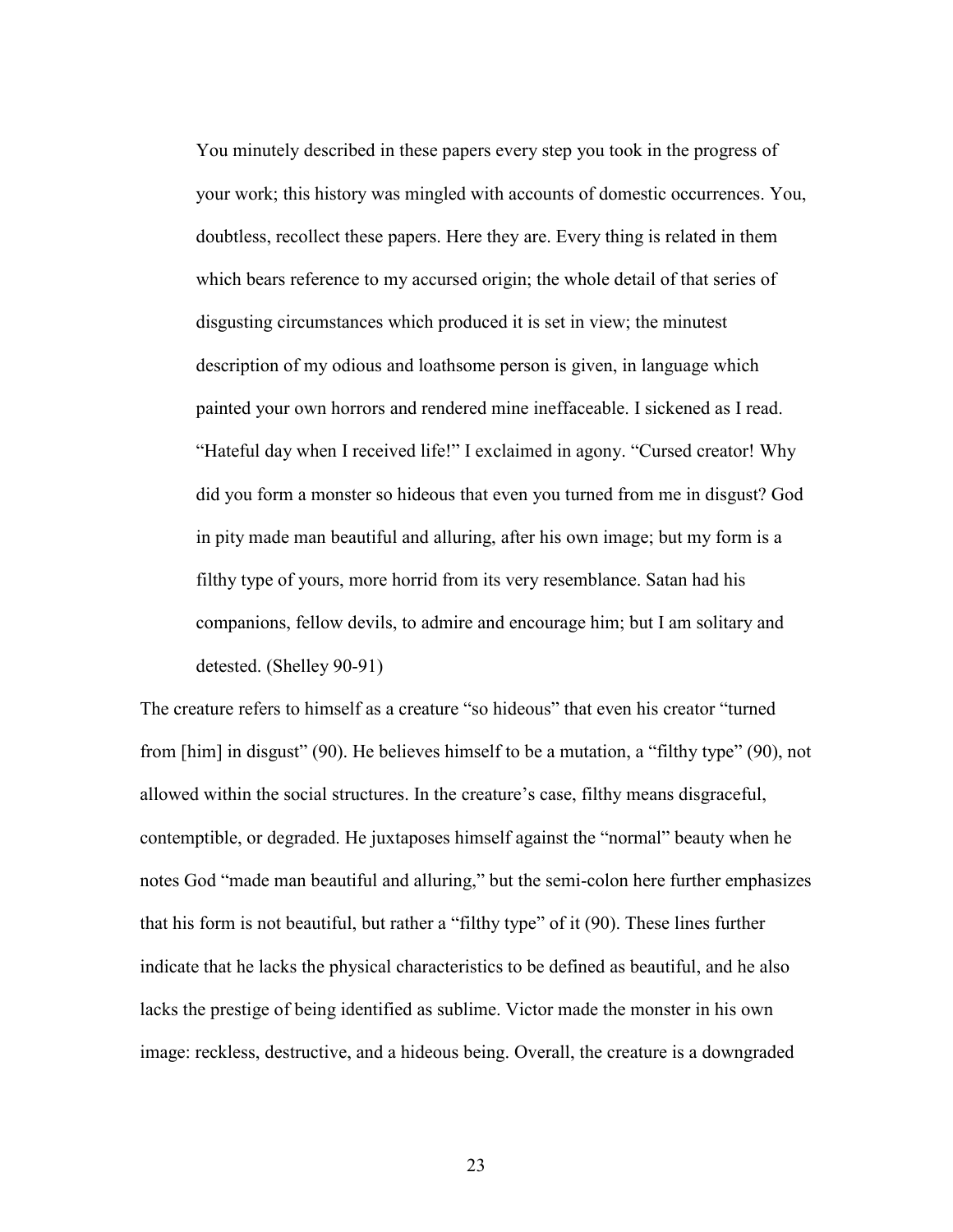> You minutely described in these papers every step you took in the progress of your work; this history was mingled with accounts of domestic occurrences. You, doubtless, recollect these papers. Here they are. Every thing is related in them which bears reference to my accursed origin; the whole detail of that series of disgusting circumstances which produced it is set in view; the minutest description of my odious and loathsome person is given, in language which painted your own horrors and rendered mine ineffaceable. I sickened as I read. "Hateful day when I received life!" I exclaimed in agony. "Cursed creator! Why did you form a monster so hideous that even you turned from me in disgust? God in pity made man beautiful and alluring, after his own image; but my form is a filthy type of yours, more horrid from its very resemblance. Satan had his companions, fellow devils, to admire and encourage him; but I am solitary and detested. (Shelley 90-91)

The creature refers to himself as a creature "so hideous" that even his creator "turned from [him] in disgust" (90). He believes himself to be a mutation, a "filthy type" (90), not allowed within the social structures. In the creature's case, filthy means disgraceful, contemptible, or degraded. He juxtaposes himself against the "normal" beauty when he notes God "made man beautiful and alluring," but the semi-colon here further emphasizes that his form is not beautiful, but rather a "filthy type" of it (90). These lines further indicate that he lacks the physical characteristics to be defined as beautiful, and he also lacks the prestige of being identified as sublime. Victor made the monster in his own image: reckless, destructive, and a hideous being. Overall, the creature is a downgraded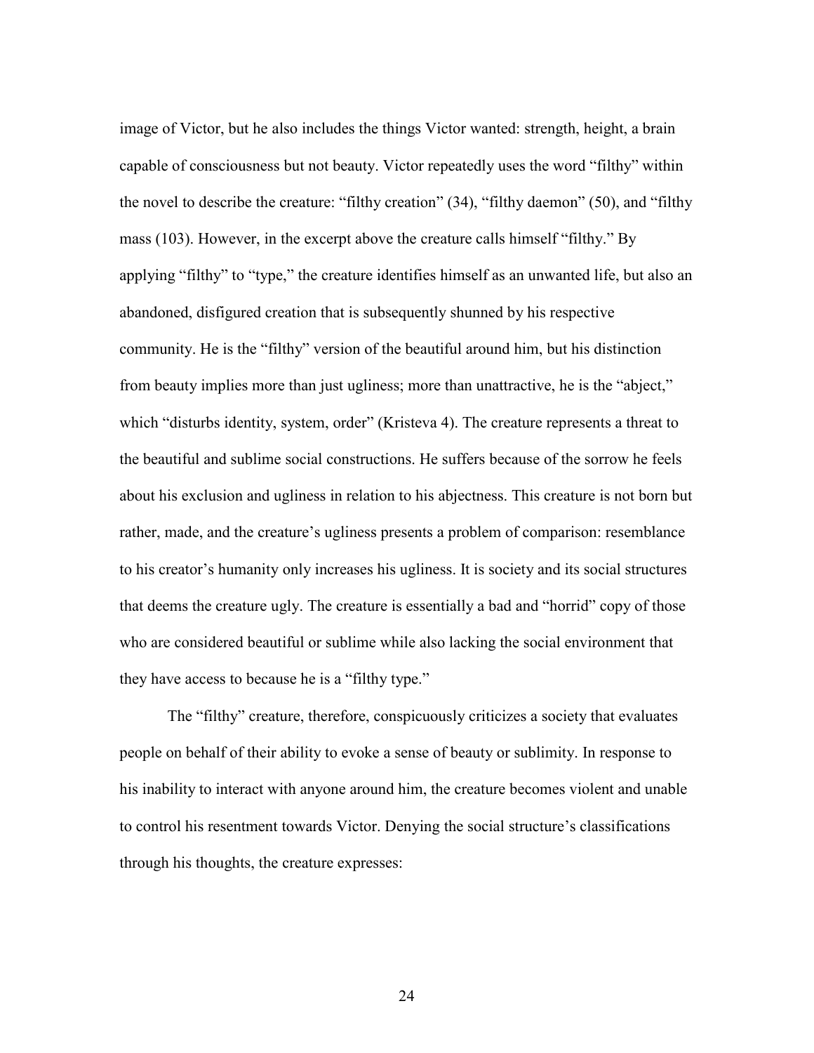image of Victor, but he also includes the things Victor wanted: strength, height, a brain capable of consciousness but not beauty. Victor repeatedly uses the word "filthy" within the novel to describe the creature: "filthy creation" (34), "filthy daemon" (50), and "filthy mass (103). However, in the excerpt above the creature calls himself "filthy." By applying "filthy" to "type," the creature identifies himself as an unwanted life, but also an abandoned, disfigured creation that is subsequently shunned by his respective community. He is the "filthy" version of the beautiful around him, but his distinction from beauty implies more than just ugliness; more than unattractive, he is the "abject," which "disturbs identity, system, order" (Kristeva 4). The creature represents a threat to the beautiful and sublime social constructions. He suffers because of the sorrow he feels about his exclusion and ugliness in relation to his abjectness. This creature is not born but rather, made, and the creature's ugliness presents a problem of comparison: resemblance to his creator's humanity only increases his ugliness. It is society and its social structures that deems the creature ugly. The creature is essentially a bad and "horrid" copy of those who are considered beautiful or sublime while also lacking the social environment that they have access to because he is a "filthy type."

The "filthy" creature, therefore, conspicuously criticizes a society that evaluates people on behalf of their ability to evoke a sense of beauty or sublimity. In response to his inability to interact with anyone around him, the creature becomes violent and unable to control his resentment towards Victor. Denying the social structure's classifications through his thoughts, the creature expresses: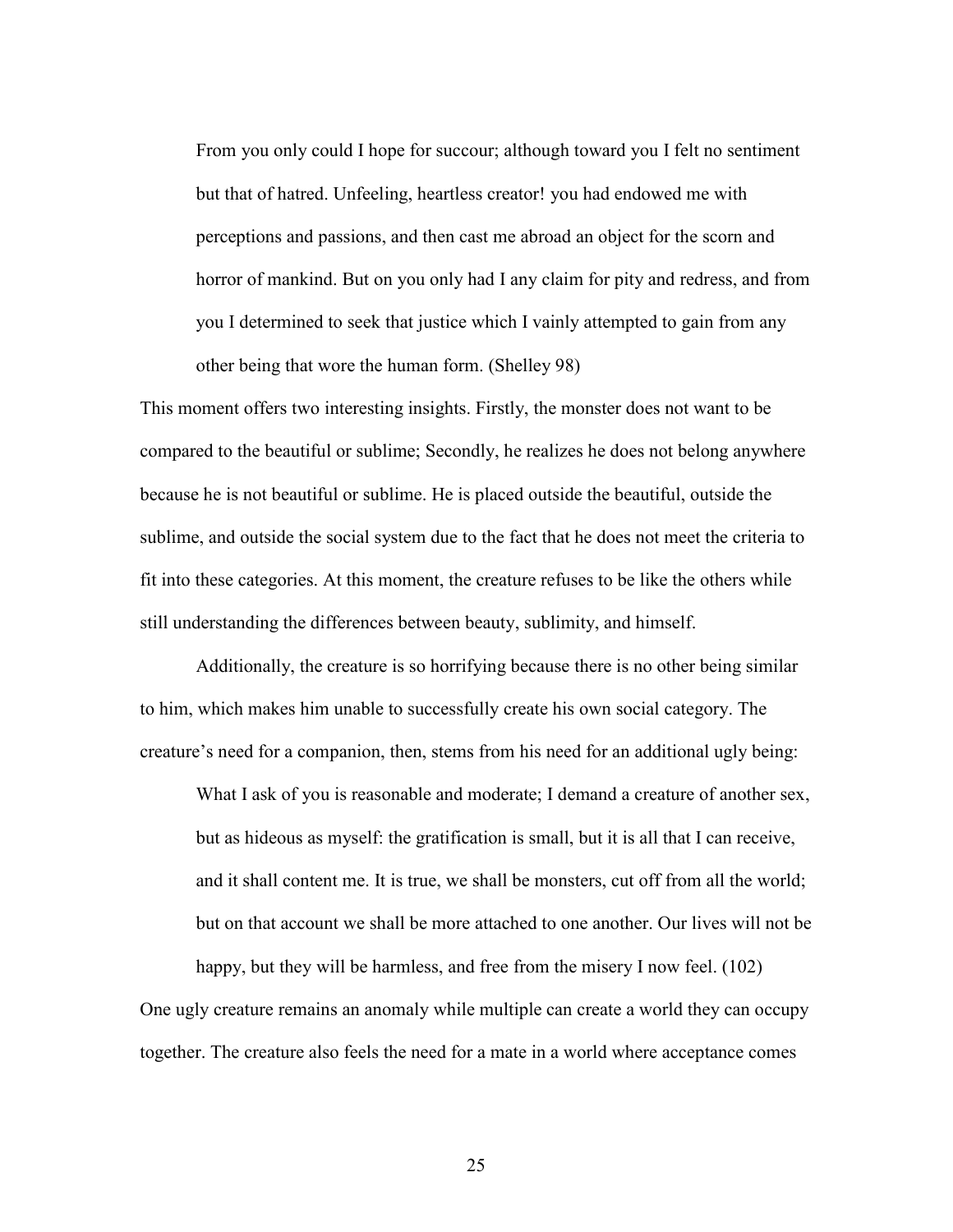> From you only could I hope for succour; although toward you I felt no sentiment but that of hatred. Unfeeling, heartless creator! you had endowed me with perceptions and passions, and then cast me abroad an object for the scorn and horror of mankind. But on you only had I any claim for pity and redress, and from you I determined to seek that justice which I vainly attempted to gain from any other being that wore the human form. (Shelley 98)

This moment offers two interesting insights. Firstly, the monster does not want to be compared to the beautiful or sublime; Secondly, he realizes he does not belong anywhere because he is not beautiful or sublime. He is placed outside the beautiful, outside the sublime, and outside the social system due to the fact that he does not meet the criteria to fit into these categories. At this moment, the creature refuses to be like the others while still understanding the differences between beauty, sublimity, and himself.

Additionally, the creature is so horrifying because there is no other being similar to him, which makes him unable to successfully create his own social category. The creature's need for a companion, then, stems from his need for an additional ugly being:

> What I ask of you is reasonable and moderate; I demand a creature of another sex, but as hideous as myself: the gratification is small, but it is all that I can receive, and it shall content me. It is true, we shall be monsters, cut off from all the world; but on that account we shall be more attached to one another. Our lives will not be happy, but they will be harmless, and free from the misery I now feel. (102)

One ugly creature remains an anomaly while multiple can create a world they can occupy together. The creature also feels the need for a mate in a world where acceptance comes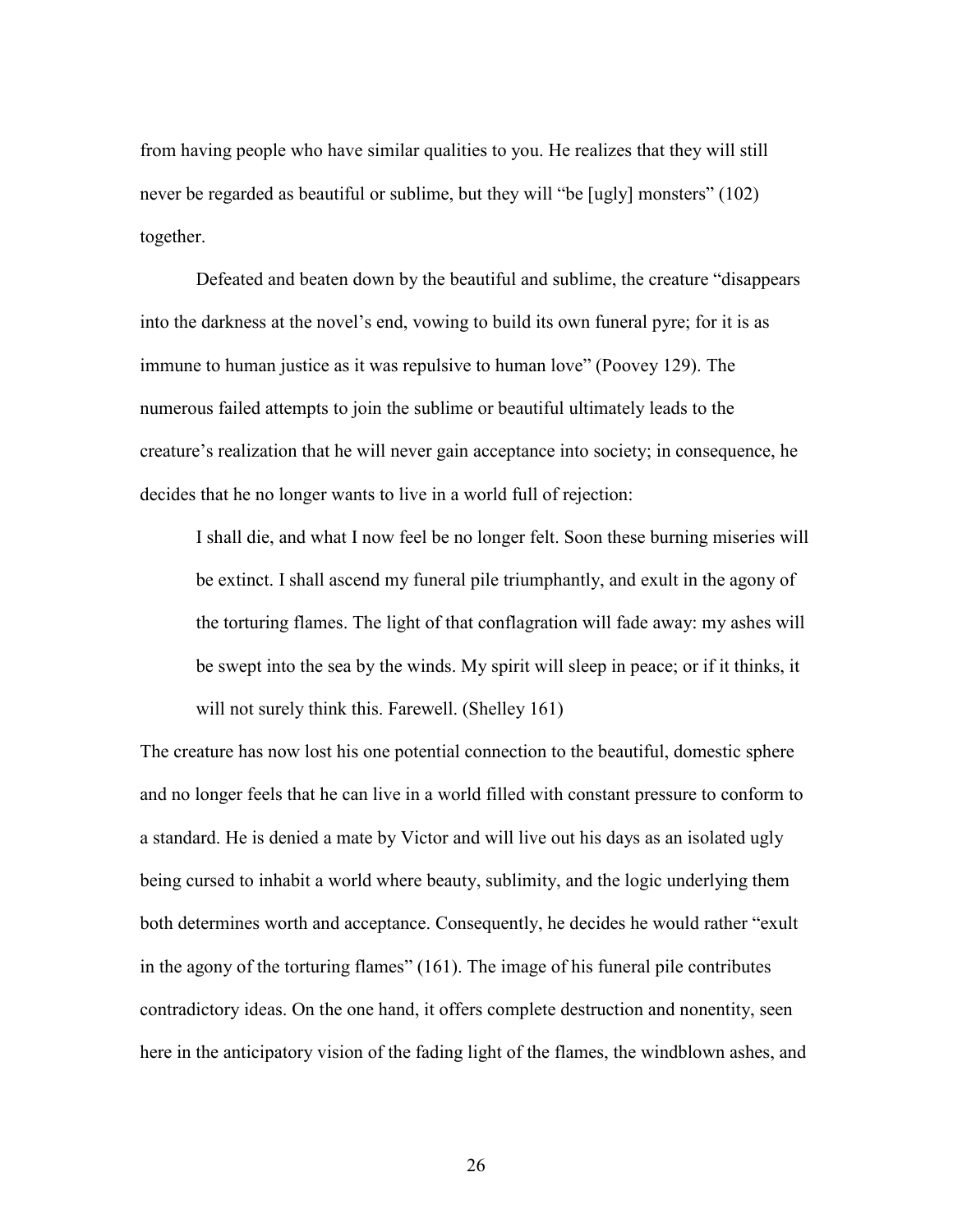from having people who have similar qualities to you. He realizes that they will still never be regarded as beautiful or sublime, but they will "be [ugly] monsters" (102) together.

Defeated and beaten down by the beautiful and sublime, the creature "disappears into the darkness at the novel's end, vowing to build its own funeral pyre; for it is as immune to human justice as it was repulsive to human love" (Poovey 129). The numerous failed attempts to join the sublime or beautiful ultimately leads to the creature's realization that he will never gain acceptance into society; in consequence, he decides that he no longer wants to live in a world full of rejection:

> I shall die, and what I now feel be no longer felt. Soon these burning miseries will be extinct. I shall ascend my funeral pile triumphantly, and exult in the agony of the torturing flames. The light of that conflagration will fade away: my ashes will be swept into the sea by the winds. My spirit will sleep in peace; or if it thinks, it will not surely think this. Farewell. (Shelley 161)

The creature has now lost his one potential connection to the beautiful, domestic sphere and no longer feels that he can live in a world filled with constant pressure to conform to a standard. He is denied a mate by Victor and will live out his days as an isolated ugly being cursed to inhabit a world where beauty, sublimity, and the logic underlying them both determines worth and acceptance. Consequently, he decides he would rather "exult in the agony of the torturing flames" (161). The image of his funeral pile contributes contradictory ideas. On the one hand, it offers complete destruction and nonentity, seen here in the anticipatory vision of the fading light of the flames, the windblown ashes, and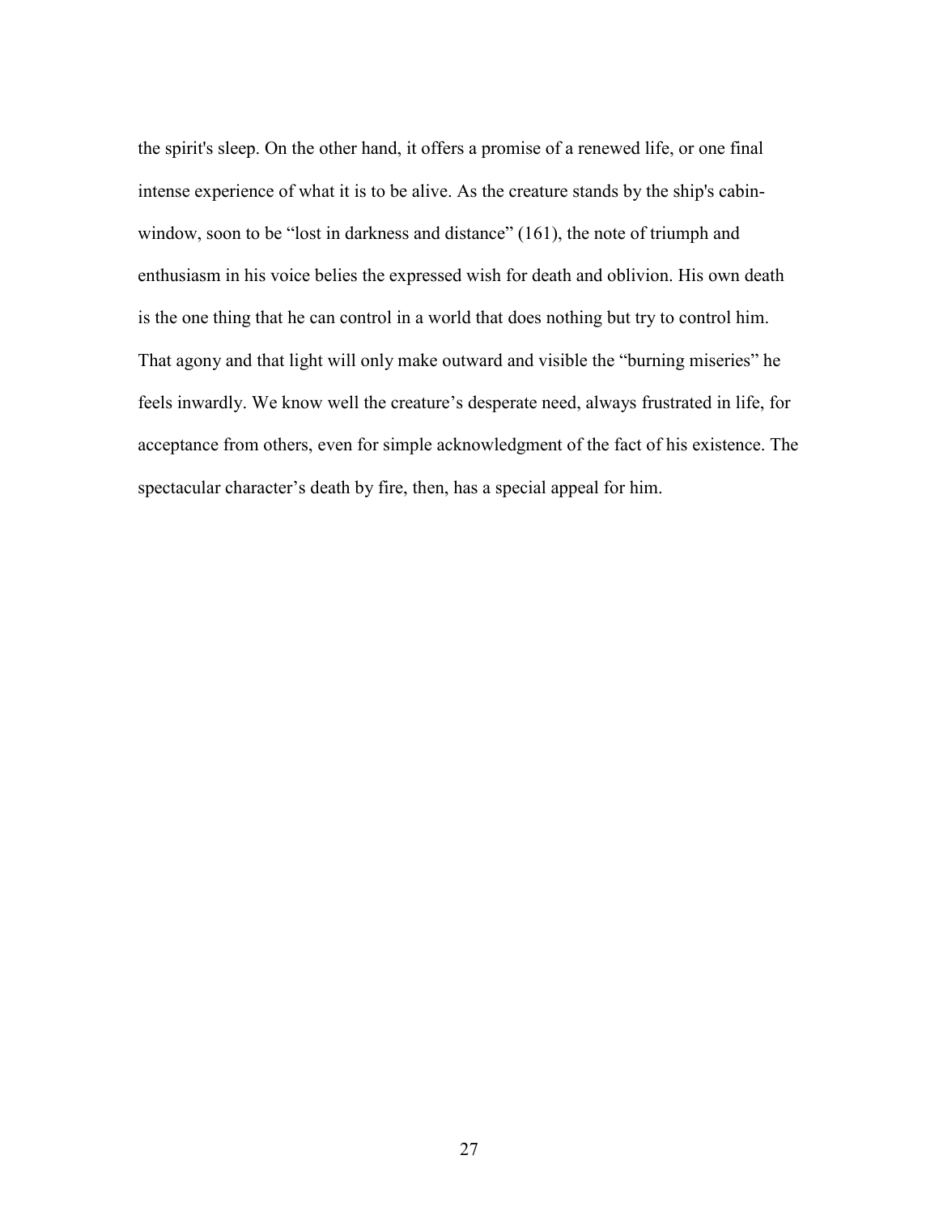the spirit's sleep. On the other hand, it offers a promise of a renewed life, or one final intense experience of what it is to be alive. As the creature stands by the ship's cabin-window, soon to be "lost in darkness and distance" (161), the note of triumph and enthusiasm in his voice belies the expressed wish for death and oblivion. His own death is the one thing that he can control in a world that does nothing but try to control him. That agony and that light will only make outward and visible the "burning miseries" he feels inwardly. We know well the creature's desperate need, always frustrated in life, for acceptance from others, even for simple acknowledgment of the fact of his existence. The spectacular character's death by fire, then, has a special appeal for him.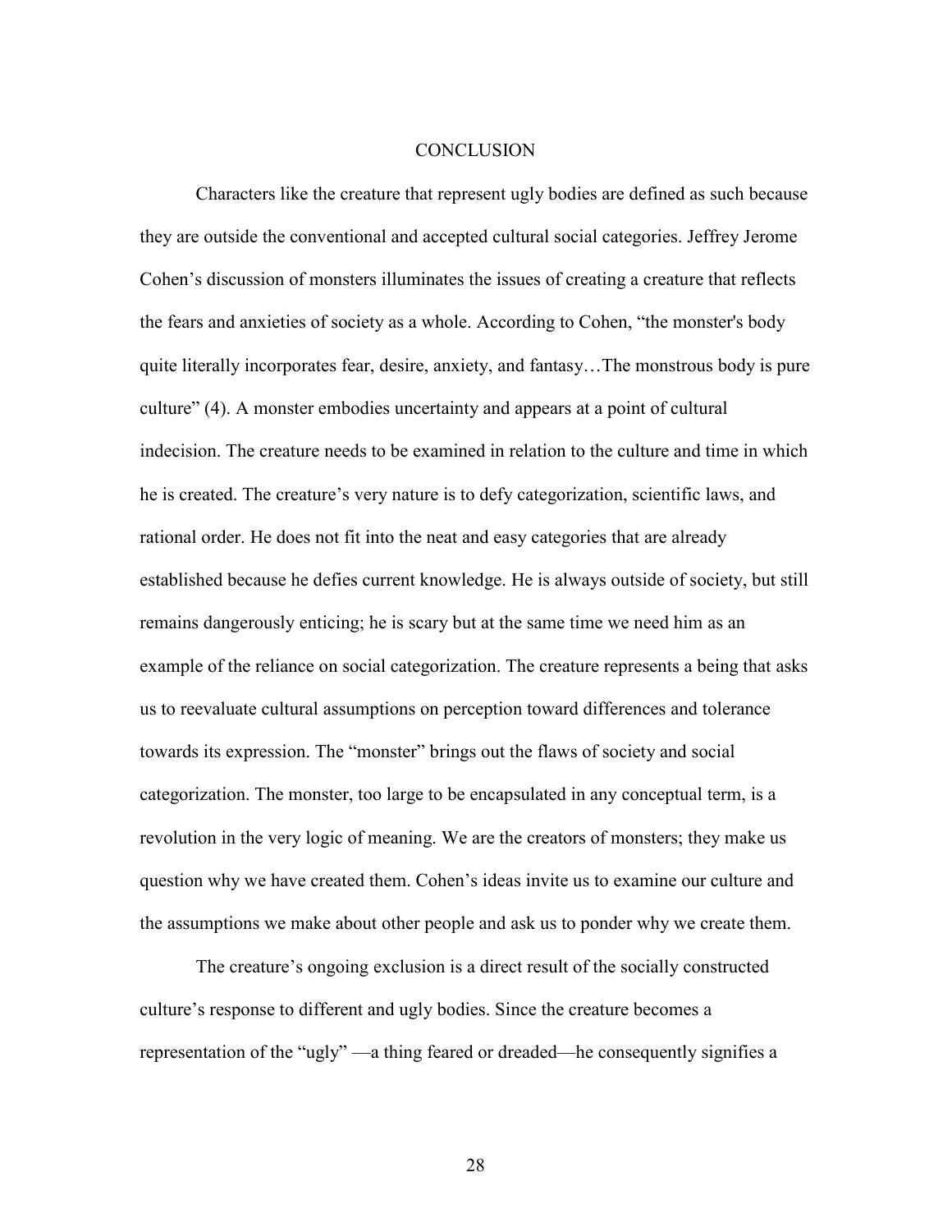# CONCLUSION

Characters like the creature that represent ugly bodies are defined as such because they are outside the conventional and accepted cultural social categories. Jeffrey Jerome Cohen's discussion of monsters illuminates the issues of creating a creature that reflects the fears and anxieties of society as a whole. According to Cohen, "the monster's body quite literally incorporates fear, desire, anxiety, and fantasy…The monstrous body is pure culture" (4). A monster embodies uncertainty and appears at a point of cultural indecision. The creature needs to be examined in relation to the culture and time in which he is created. The creature's very nature is to defy categorization, scientific laws, and rational order. He does not fit into the neat and easy categories that are already established because he defies current knowledge. He is always outside of society, but still remains dangerously enticing; he is scary but at the same time we need him as an example of the reliance on social categorization. The creature represents a being that asks us to reevaluate cultural assumptions on perception toward differences and tolerance towards its expression. The "monster" brings out the flaws of society and social categorization. The monster, too large to be encapsulated in any conceptual term, is a revolution in the very logic of meaning. We are the creators of monsters; they make us question why we have created them. Cohen's ideas invite us to examine our culture and the assumptions we make about other people and ask us to ponder why we create them.

The creature's ongoing exclusion is a direct result of the socially constructed culture's response to different and ugly bodies. Since the creature becomes a representation of the "ugly" —a thing feared or dreaded—he consequently signifies a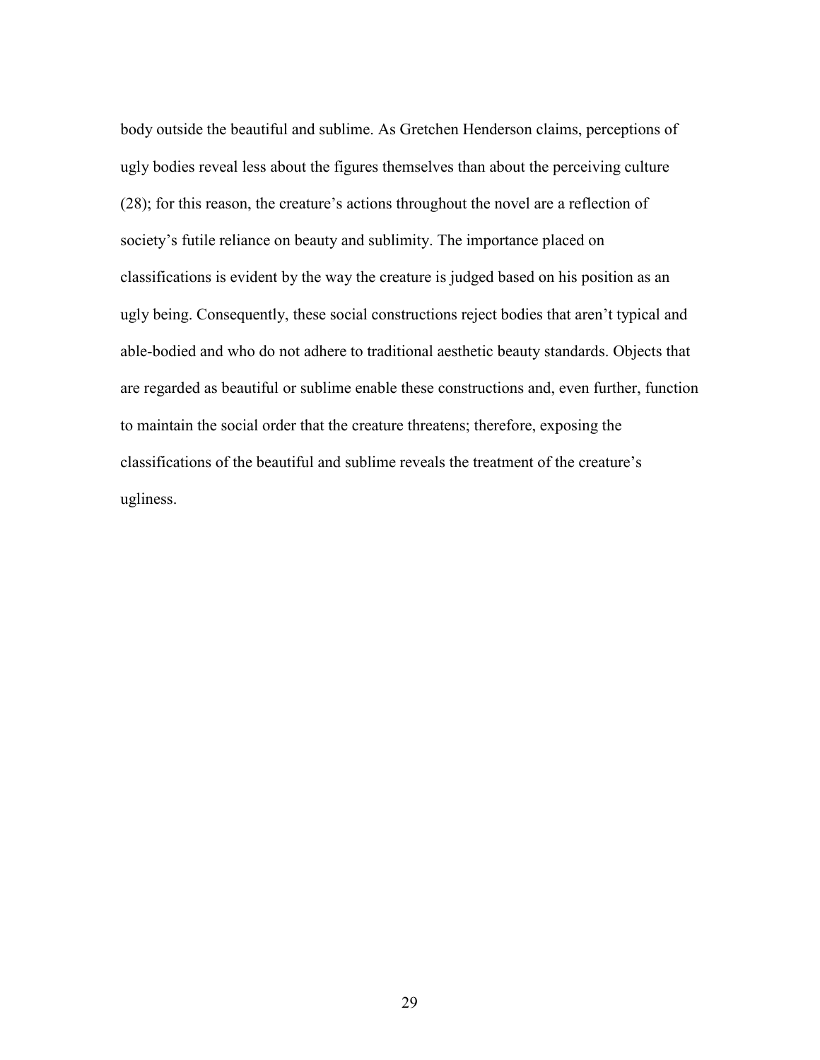body outside the beautiful and sublime. As Gretchen Henderson claims, perceptions of ugly bodies reveal less about the figures themselves than about the perceiving culture (28); for this reason, the creature's actions throughout the novel are a reflection of society's futile reliance on beauty and sublimity. The importance placed on classifications is evident by the way the creature is judged based on his position as an ugly being. Consequently, these social constructions reject bodies that aren't typical and able-bodied and who do not adhere to traditional aesthetic beauty standards. Objects that are regarded as beautiful or sublime enable these constructions and, even further, function to maintain the social order that the creature threatens; therefore, exposing the classifications of the beautiful and sublime reveals the treatment of the creature's ugliness.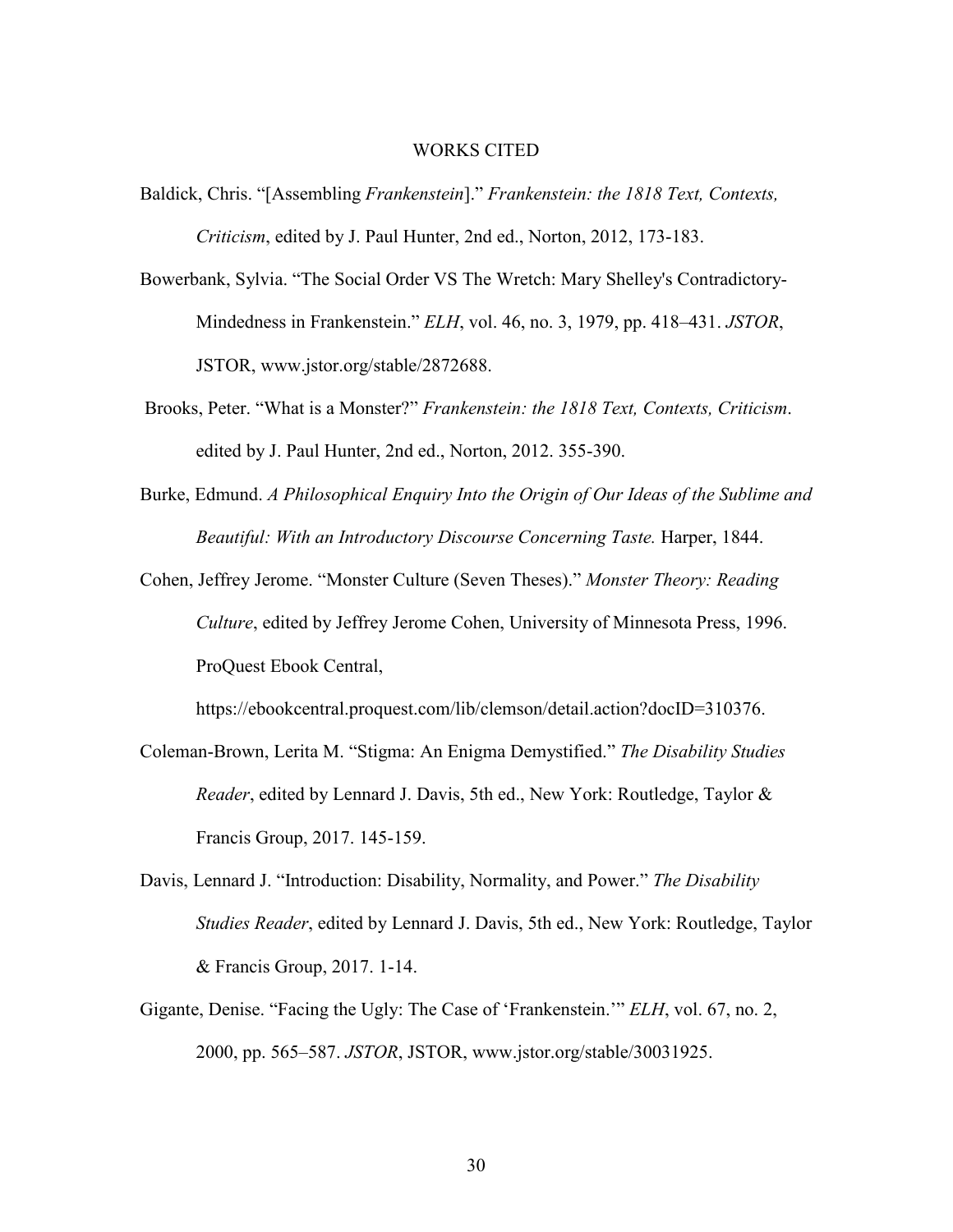# WORKS CITED

Baldick, Chris. "[Assembling *Frankenstein*]." *Frankenstein: the 1818 Text, Contexts, Criticism*, edited by J. Paul Hunter, 2nd ed., Norton, 2012, 173-183.

Bowerbank, Sylvia. "The Social Order VS The Wretch: Mary Shelley's Contradictory-Mindedness in Frankenstein." *ELH*, vol. 46, no. 3, 1979, pp. 418–431. *JSTOR*, JSTOR, www.jstor.org/stable/2872688.

Brooks, Peter. "What is a Monster?" *Frankenstein: the 1818 Text, Contexts, Criticism*. edited by J. Paul Hunter, 2nd ed., Norton, 2012. 355-390.

Burke, Edmund. *A Philosophical Enquiry Into the Origin of Our Ideas of the Sublime and Beautiful: With an Introductory Discourse Concerning Taste.* Harper, 1844.

Cohen, Jeffrey Jerome. "Monster Culture (Seven Theses)." *Monster Theory: Reading Culture*, edited by Jeffrey Jerome Cohen, University of Minnesota Press, 1996. ProQuest Ebook Central, https://ebookcentral.proquest.com/lib/clemson/detail.action?docID=310376.

Coleman-Brown, Lerita M. "Stigma: An Enigma Demystified." *The Disability Studies Reader*, edited by Lennard J. Davis, 5th ed., New York: Routledge, Taylor & Francis Group, 2017. 145-159.

Davis, Lennard J. "Introduction: Disability, Normality, and Power." *The Disability Studies Reader*, edited by Lennard J. Davis, 5th ed., New York: Routledge, Taylor & Francis Group, 2017. 1-14.

Gigante, Denise. "Facing the Ugly: The Case of 'Frankenstein.'" *ELH*, vol. 67, no. 2, 2000, pp. 565–587. *JSTOR*, JSTOR, www.jstor.org/stable/30031925.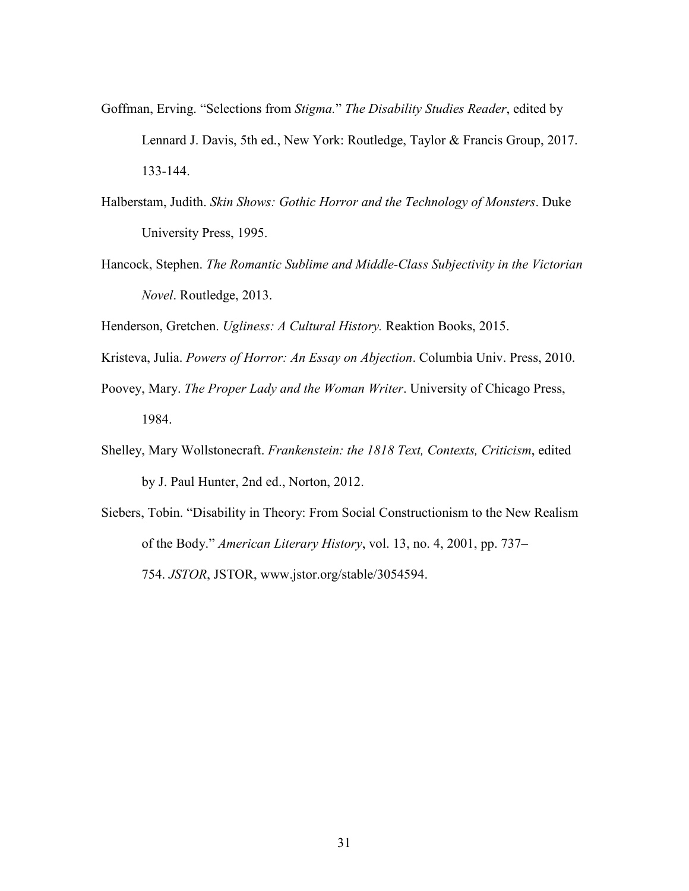Goffman, Erving. "Selections from *Stigma.*" *The Disability Studies Reader*, edited by Lennard J. Davis, 5th ed., New York: Routledge, Taylor & Francis Group, 2017. 133-144.

Halberstam, Judith. *Skin Shows: Gothic Horror and the Technology of Monsters*. Duke University Press, 1995.

Hancock, Stephen. *The Romantic Sublime and Middle-Class Subjectivity in the Victorian Novel*. Routledge, 2013.

Henderson, Gretchen. *Ugliness: A Cultural History.* Reaktion Books, 2015.

Kristeva, Julia. *Powers of Horror: An Essay on Abjection*. Columbia Univ. Press, 2010.

Poovey, Mary. *The Proper Lady and the Woman Writer*. University of Chicago Press, 1984.

Shelley, Mary Wollstonecraft. *Frankenstein: the 1818 Text, Contexts, Criticism*, edited by J. Paul Hunter, 2nd ed., Norton, 2012.

Siebers, Tobin. "Disability in Theory: From Social Constructionism to the New Realism of the Body." *American Literary History*, vol. 13, no. 4, 2001, pp. 737–754. *JSTOR*, JSTOR, www.jstor.org/stable/3054594.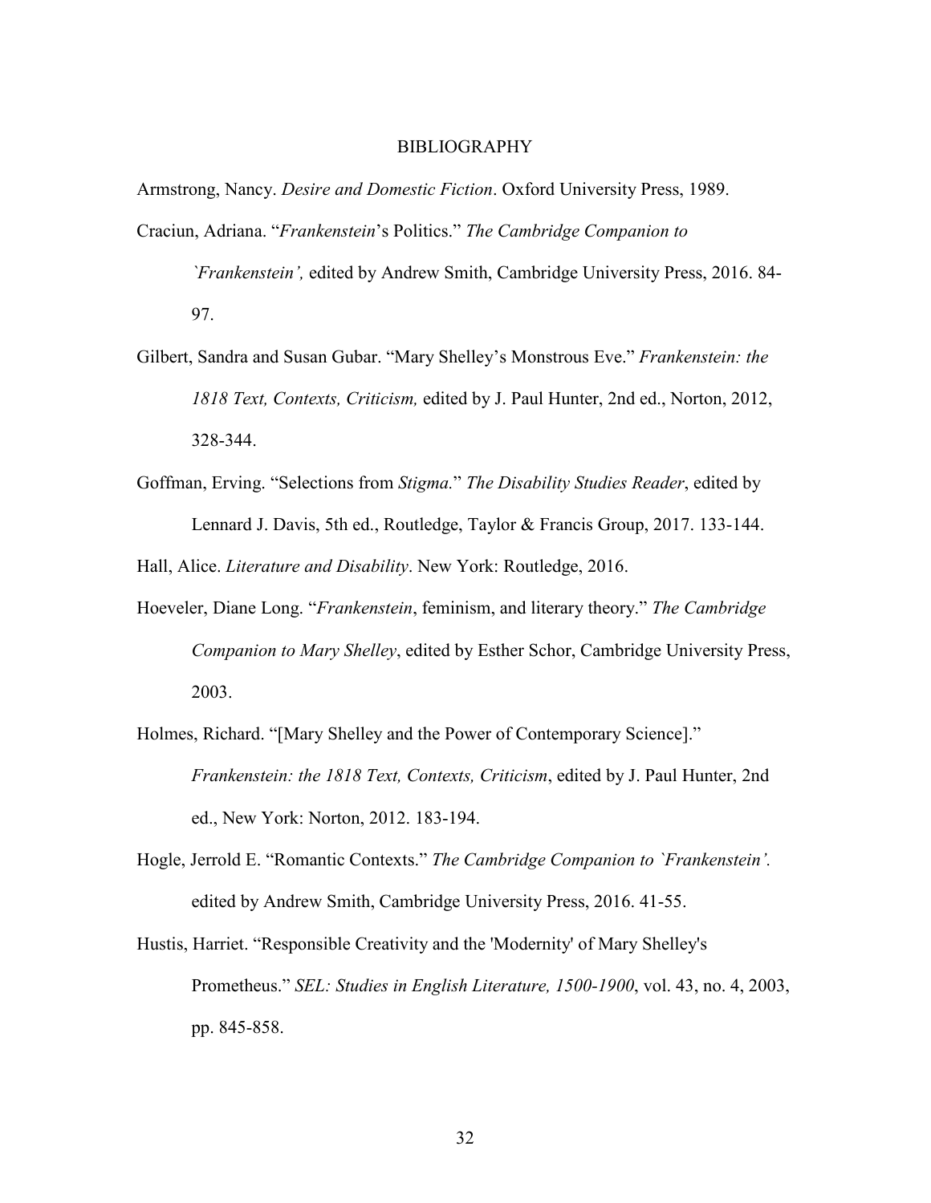# BIBLIOGRAPHY

Armstrong, Nancy. *Desire and Domestic Fiction*. Oxford University Press, 1989.

Craciun, Adriana. "*Frankenstein*'s Politics." *The Cambridge Companion to `Frankenstein',* edited by Andrew Smith, Cambridge University Press, 2016. 84-97.

Gilbert, Sandra and Susan Gubar. "Mary Shelley's Monstrous Eve." *Frankenstein: the 1818 Text, Contexts, Criticism,* edited by J. Paul Hunter, 2nd ed., Norton, 2012, 328-344.

Goffman, Erving. "Selections from *Stigma.*" *The Disability Studies Reader*, edited by Lennard J. Davis, 5th ed., Routledge, Taylor & Francis Group, 2017. 133-144.

Hall, Alice. *Literature and Disability*. New York: Routledge, 2016.

Hoeveler, Diane Long. "*Frankenstein*, feminism, and literary theory." *The Cambridge Companion to Mary Shelley*, edited by Esther Schor, Cambridge University Press, 2003.

Holmes, Richard. "[Mary Shelley and the Power of Contemporary Science]." *Frankenstein: the 1818 Text, Contexts, Criticism*, edited by J. Paul Hunter, 2nd ed., New York: Norton, 2012. 183-194.

Hogle, Jerrold E. "Romantic Contexts." *The Cambridge Companion to `Frankenstein'.* edited by Andrew Smith, Cambridge University Press, 2016. 41-55.

Hustis, Harriet. "Responsible Creativity and the 'Modernity' of Mary Shelley's Prometheus." *SEL: Studies in English Literature, 1500-1900*, vol. 43, no. 4, 2003, pp. 845-858.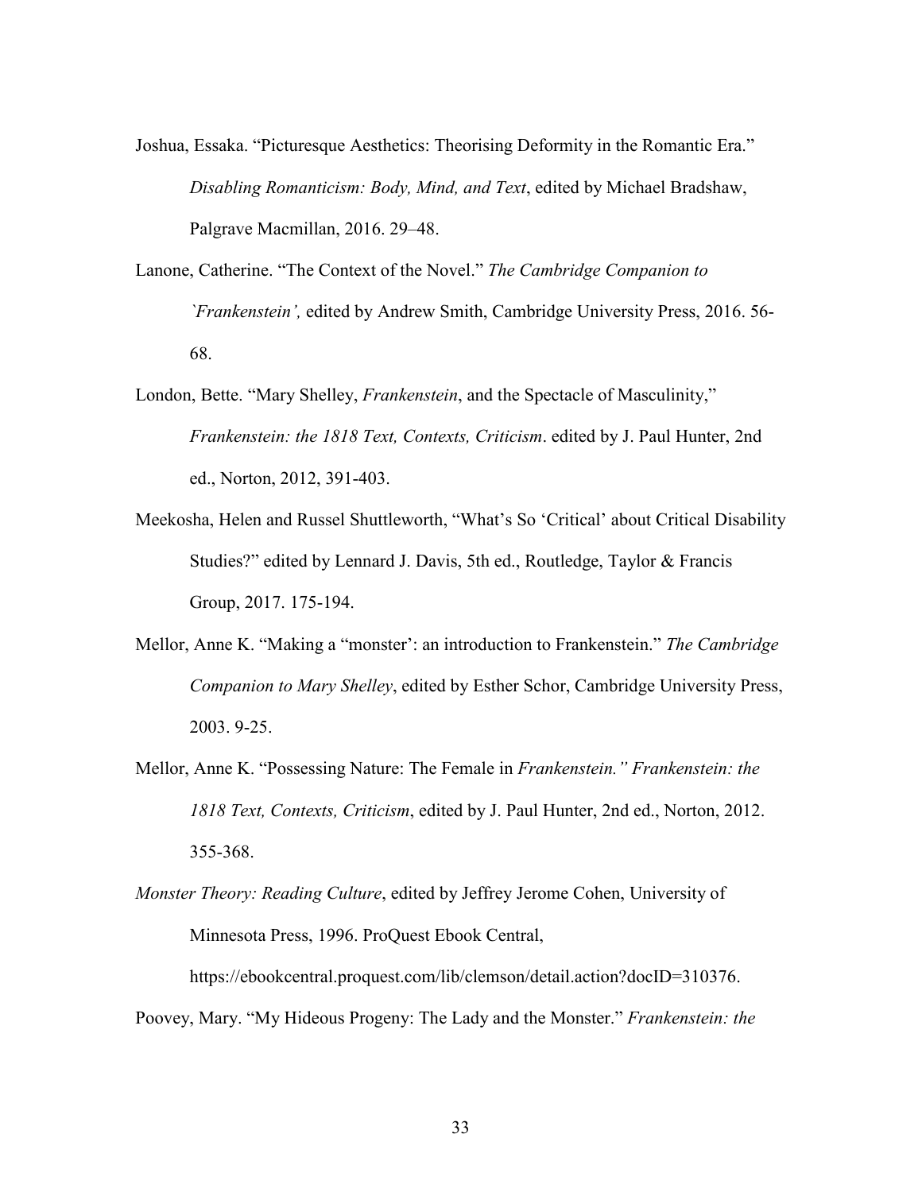Joshua, Essaka. "Picturesque Aesthetics: Theorising Deformity in the Romantic Era." *Disabling Romanticism: Body, Mind, and Text*, edited by Michael Bradshaw, Palgrave Macmillan, 2016. 29–48.

Lanone, Catherine. "The Context of the Novel." *The Cambridge Companion to `Frankenstein',* edited by Andrew Smith, Cambridge University Press, 2016. 56-68.

London, Bette. "Mary Shelley, *Frankenstein*, and the Spectacle of Masculinity," *Frankenstein: the 1818 Text, Contexts, Criticism*. edited by J. Paul Hunter, 2nd ed., Norton, 2012, 391-403.

Meekosha, Helen and Russel Shuttleworth, "What's So 'Critical' about Critical Disability Studies?" edited by Lennard J. Davis, 5th ed., Routledge, Taylor & Francis Group, 2017. 175-194.

Mellor, Anne K. "Making a "monster': an introduction to Frankenstein." *The Cambridge Companion to Mary Shelley*, edited by Esther Schor, Cambridge University Press, 2003. 9-25.

Mellor, Anne K. "Possessing Nature: The Female in *Frankenstein." Frankenstein: the 1818 Text, Contexts, Criticism*, edited by J. Paul Hunter, 2nd ed., Norton, 2012. 355-368.

*Monster Theory: Reading Culture*, edited by Jeffrey Jerome Cohen, University of Minnesota Press, 1996. ProQuest Ebook Central, https://ebookcentral.proquest.com/lib/clemson/detail.action?docID=310376.

Poovey, Mary. "My Hideous Progeny: The Lady and the Monster." *Frankenstein: the*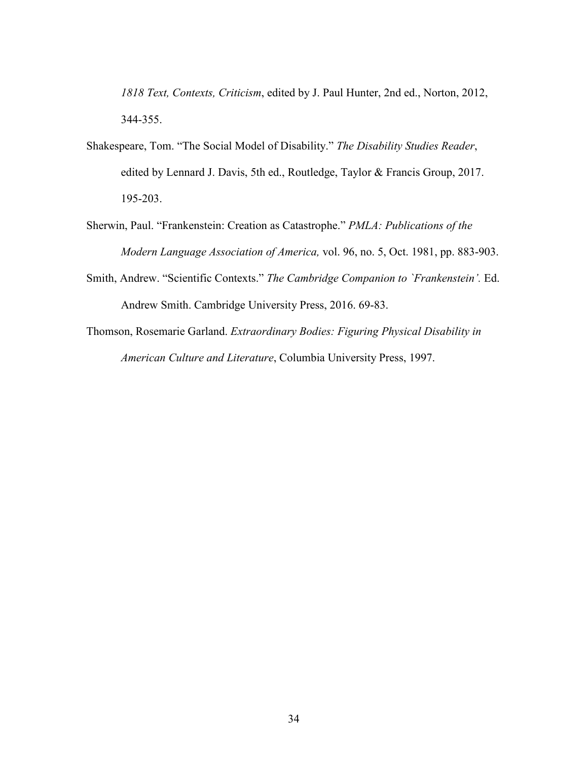*1818 Text, Contexts, Criticism*, edited by J. Paul Hunter, 2nd ed., Norton, 2012, 344-355.

Shakespeare, Tom. "The Social Model of Disability." *The Disability Studies Reader*, edited by Lennard J. Davis, 5th ed., Routledge, Taylor & Francis Group, 2017. 195-203.

Sherwin, Paul. "Frankenstein: Creation as Catastrophe." *PMLA: Publications of the Modern Language Association of America,* vol. 96, no. 5, Oct. 1981, pp. 883-903.

Smith, Andrew. "Scientific Contexts." *The Cambridge Companion to `Frankenstein'.* Ed. Andrew Smith. Cambridge University Press, 2016. 69-83.

Thomson, Rosemarie Garland. *Extraordinary Bodies: Figuring Physical Disability in American Culture and Literature*, Columbia University Press, 1997.